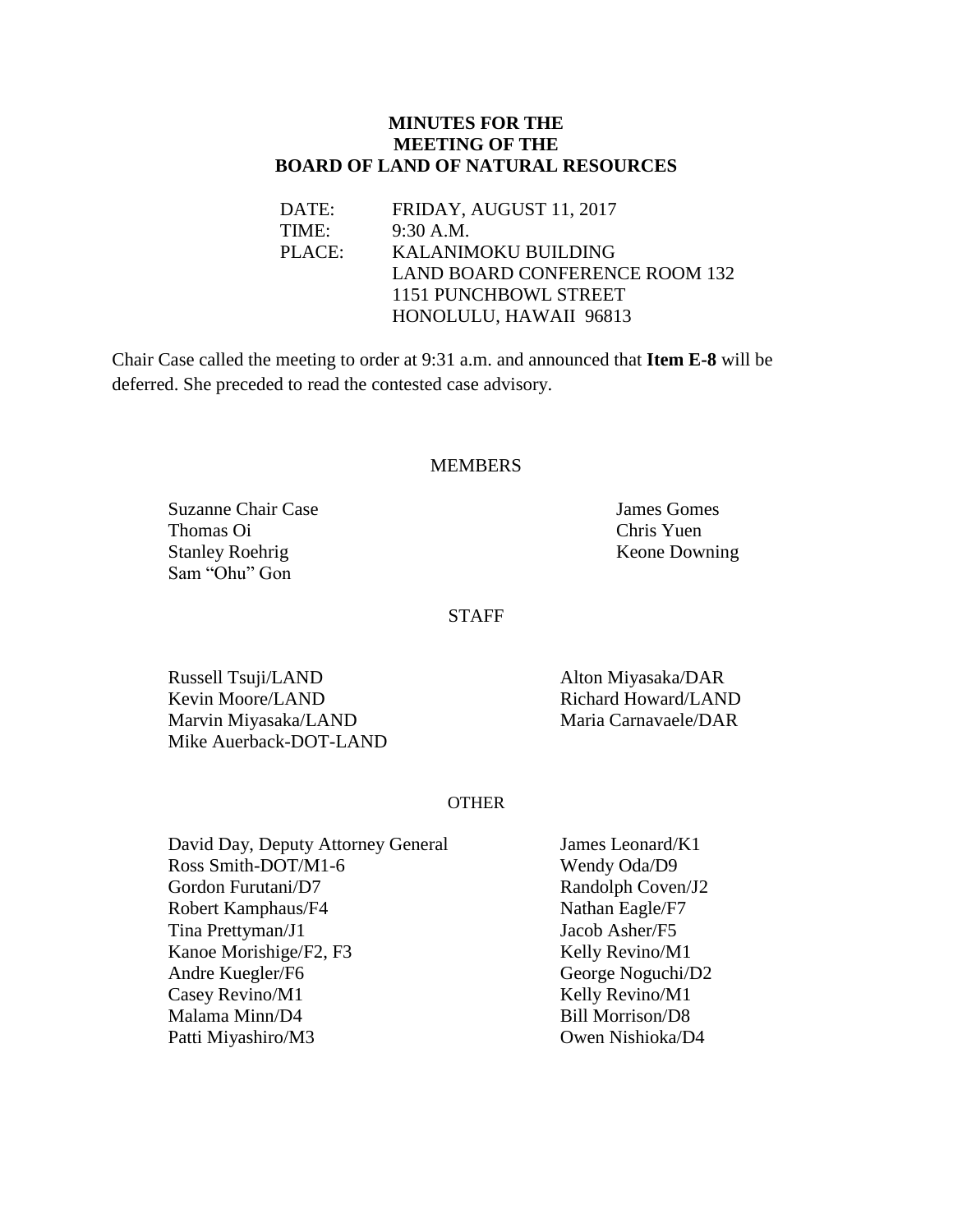# MINUTES FOR THE MEETING OF THE BOARD OF LAND OF NATURAL RESOURCES

DATE: FRIDAY, AUGUST 11, 2017
TIME: 9:30 A.M.
PLACE: KALANIMOKU BUILDING
LAND BOARD CONFERENCE ROOM 132
1151 PUNCHBOWL STREET
HONOLULU, HAWAII 96813

Chair Case called the meeting to order at 9:31 a.m. and announced that **Item E-8** will be deferred. She preceded to read the contested case advisory.

## MEMBERS

| | |
|---|---|
| Suzanne Chair Case | James Gomes |
| Thomas Oi | Chris Yuen |
| Stanley Roehrig | Keone Downing |
| Sam "Ohu" Gon | |

## STAFF

| | |
|---|---|
| Russell Tsuji/LAND | Alton Miyasaka/DAR |
| Kevin Moore/LAND | Richard Howard/LAND |
| Marvin Miyasaka/LAND | Maria Carnavaele/DAR |
| Mike Auerback-DOT-LAND | |

## OTHER

| | |
|---|---|
| David Day, Deputy Attorney General | James Leonard/K1 |
| Ross Smith-DOT/M1-6 | Wendy Oda/D9 |
| Gordon Furutani/D7 | Randolph Coven/J2 |
| Robert Kamphaus/F4 | Nathan Eagle/F7 |
| Tina Prettyman/J1 | Jacob Asher/F5 |
| Kanoe Morishige/F2, F3 | Kelly Revino/M1 |
| Andre Kuegler/F6 | George Noguchi/D2 |
| Casey Revino/M1 | Kelly Revino/M1 |
| Malama Minn/D4 | Bill Morrison/D8 |
| Patti Miyashiro/M3 | Owen Nishioka/D4 |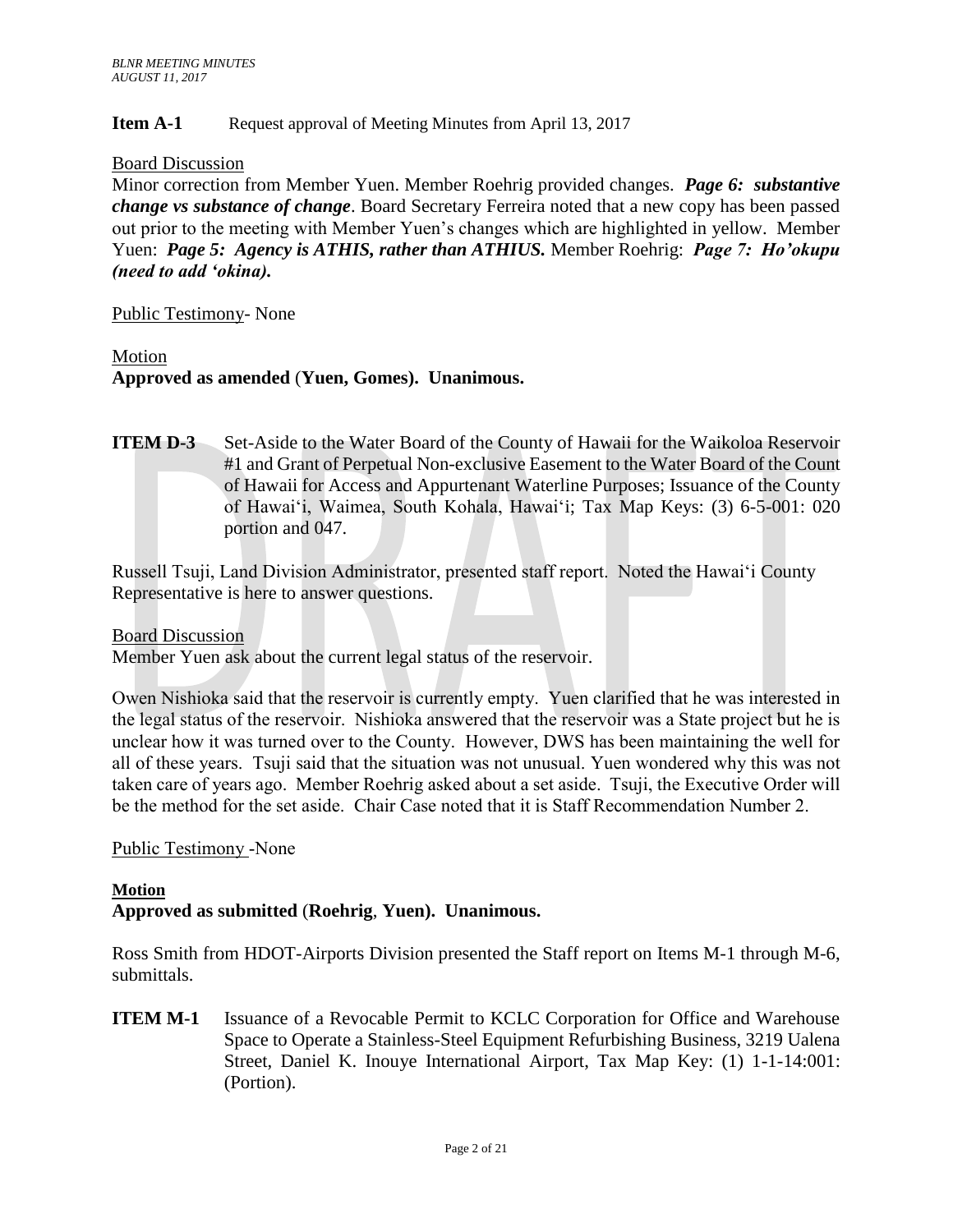**Item A-1** Request approval of Meeting Minutes from April 13, 2017

Board Discussion

Minor correction from Member Yuen. Member Roehrig provided changes. ***Page 6: substantive change vs substance of change***. Board Secretary Ferreira noted that a new copy has been passed out prior to the meeting with Member Yuen's changes which are highlighted in yellow. Member Yuen: ***Page 5: Agency is ATHIS, rather than ATHIUS.*** Member Roehrig: ***Page 7: Ho'okupu (need to add 'okina).***

Public Testimony- None

Motion

**Approved as amended (Yuen, Gomes). Unanimous.**

**ITEM D-3** Set-Aside to the Water Board of the County of Hawaii for the Waikoloa Reservoir #1 and Grant of Perpetual Non-exclusive Easement to the Water Board of the Count of Hawaii for Access and Appurtenant Waterline Purposes; Issuance of the County of Hawaiʻi, Waimea, South Kohala, Hawaiʻi; Tax Map Keys: (3) 6-5-001: 020 portion and 047.

Russell Tsuji, Land Division Administrator, presented staff report. Noted the Hawaiʻi County Representative is here to answer questions.

Board Discussion

Member Yuen ask about the current legal status of the reservoir.

Owen Nishioka said that the reservoir is currently empty. Yuen clarified that he was interested in the legal status of the reservoir. Nishioka answered that the reservoir was a State project but he is unclear how it was turned over to the County. However, DWS has been maintaining the well for all of these years. Tsuji said that the situation was not unusual. Yuen wondered why this was not taken care of years ago. Member Roehrig asked about a set aside. Tsuji, the Executive Order will be the method for the set aside. Chair Case noted that it is Staff Recommendation Number 2.

Public Testimony -None

**Motion**

**Approved as submitted (Roehrig, Yuen). Unanimous.**

Ross Smith from HDOT-Airports Division presented the Staff report on Items M-1 through M-6, submittals.

**ITEM M-1** Issuance of a Revocable Permit to KCLC Corporation for Office and Warehouse Space to Operate a Stainless-Steel Equipment Refurbishing Business, 3219 Ualena Street, Daniel K. Inouye International Airport, Tax Map Key: (1) 1-1-14:001: (Portion).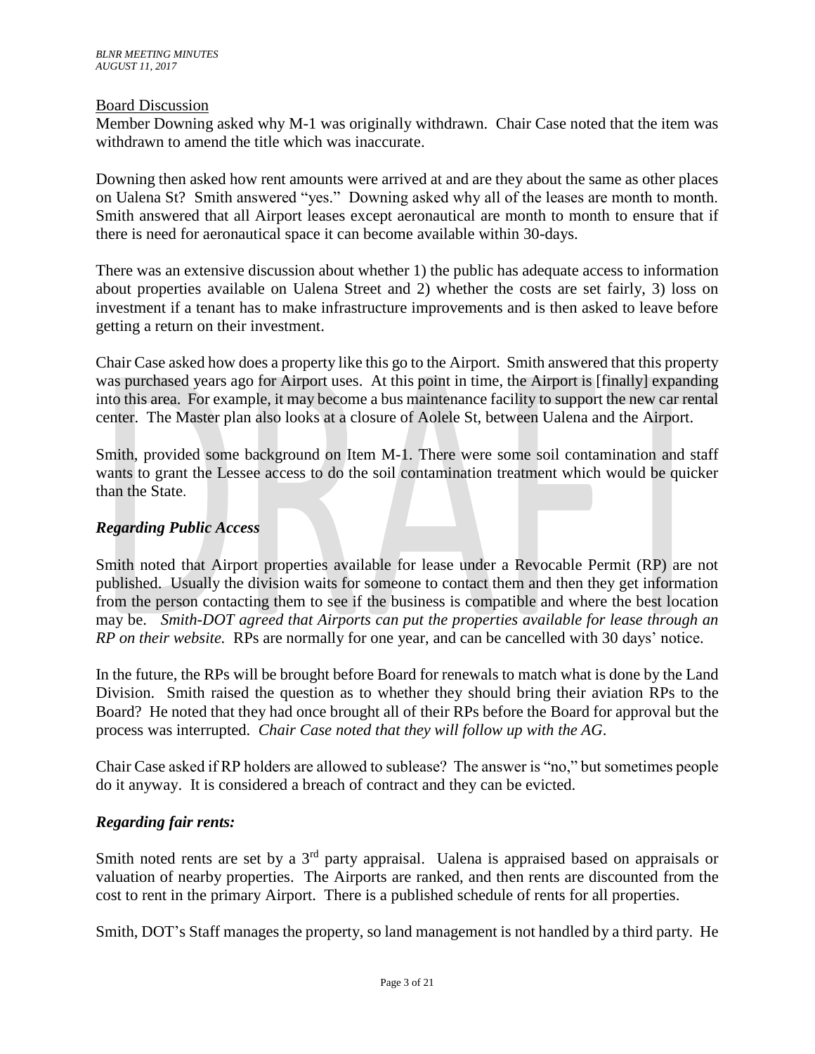## Board Discussion

Member Downing asked why M-1 was originally withdrawn. Chair Case noted that the item was withdrawn to amend the title which was inaccurate.

Downing then asked how rent amounts were arrived at and are they about the same as other places on Ualena St? Smith answered "yes." Downing asked why all of the leases are month to month. Smith answered that all Airport leases except aeronautical are month to month to ensure that if there is need for aeronautical space it can become available within 30-days.

There was an extensive discussion about whether 1) the public has adequate access to information about properties available on Ualena Street and 2) whether the costs are set fairly, 3) loss on investment if a tenant has to make infrastructure improvements and is then asked to leave before getting a return on their investment.

Chair Case asked how does a property like this go to the Airport. Smith answered that this property was purchased years ago for Airport uses. At this point in time, the Airport is [finally] expanding into this area. For example, it may become a bus maintenance facility to support the new car rental center. The Master plan also looks at a closure of Aolele St, between Ualena and the Airport.

Smith, provided some background on Item M-1. There were some soil contamination and staff wants to grant the Lessee access to do the soil contamination treatment which would be quicker than the State.

### *Regarding Public Access*

Smith noted that Airport properties available for lease under a Revocable Permit (RP) are not published. Usually the division waits for someone to contact them and then they get information from the person contacting them to see if the business is compatible and where the best location may be. *Smith-DOT agreed that Airports can put the properties available for lease through an RP on their website.* RPs are normally for one year, and can be cancelled with 30 days' notice.

In the future, the RPs will be brought before Board for renewals to match what is done by the Land Division. Smith raised the question as to whether they should bring their aviation RPs to the Board? He noted that they had once brought all of their RPs before the Board for approval but the process was interrupted. *Chair Case noted that they will follow up with the AG*.

Chair Case asked if RP holders are allowed to sublease? The answer is "no," but sometimes people do it anyway. It is considered a breach of contract and they can be evicted.

### *Regarding fair rents:*

Smith noted rents are set by a 3rd party appraisal. Ualena is appraised based on appraisals or valuation of nearby properties. The Airports are ranked, and then rents are discounted from the cost to rent in the primary Airport. There is a published schedule of rents for all properties.

Smith, DOT's Staff manages the property, so land management is not handled by a third party. He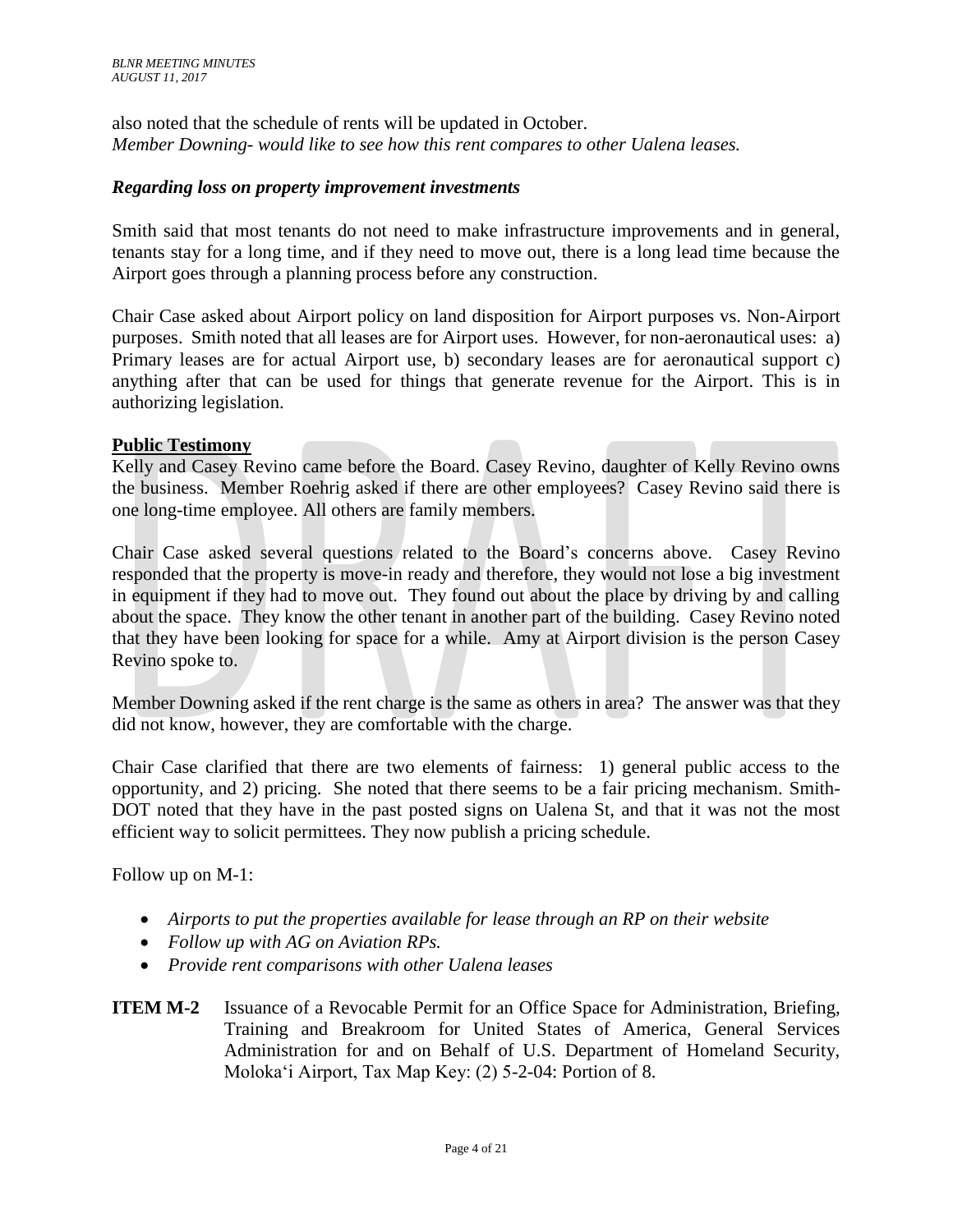also noted that the schedule of rents will be updated in October.
*Member Downing- would like to see how this rent compares to other Ualena leases.*

***Regarding loss on property improvement investments***

Smith said that most tenants do not need to make infrastructure improvements and in general, tenants stay for a long time, and if they need to move out, there is a long lead time because the Airport goes through a planning process before any construction.

Chair Case asked about Airport policy on land disposition for Airport purposes vs. Non-Airport purposes. Smith noted that all leases are for Airport uses. However, for non-aeronautical uses: a) Primary leases are for actual Airport use, b) secondary leases are for aeronautical support c) anything after that can be used for things that generate revenue for the Airport. This is in authorizing legislation.

**Public Testimony**

Kelly and Casey Revino came before the Board. Casey Revino, daughter of Kelly Revino owns the business. Member Roehrig asked if there are other employees? Casey Revino said there is one long-time employee. All others are family members.

Chair Case asked several questions related to the Board's concerns above. Casey Revino responded that the property is move-in ready and therefore, they would not lose a big investment in equipment if they had to move out. They found out about the place by driving by and calling about the space. They know the other tenant in another part of the building. Casey Revino noted that they have been looking for space for a while. Amy at Airport division is the person Casey Revino spoke to.

Member Downing asked if the rent charge is the same as others in area? The answer was that they did not know, however, they are comfortable with the charge.

Chair Case clarified that there are two elements of fairness: 1) general public access to the opportunity, and 2) pricing. She noted that there seems to be a fair pricing mechanism. Smith-DOT noted that they have in the past posted signs on Ualena St, and that it was not the most efficient way to solicit permittees. They now publish a pricing schedule.

Follow up on M-1:

- *Airports to put the properties available for lease through an RP on their website*
- *Follow up with AG on Aviation RPs.*
- *Provide rent comparisons with other Ualena leases*

**ITEM M-2** Issuance of a Revocable Permit for an Office Space for Administration, Briefing, Training and Breakroom for United States of America, General Services Administration for and on Behalf of U.S. Department of Homeland Security, Moloka'i Airport, Tax Map Key: (2) 5-2-04: Portion of 8.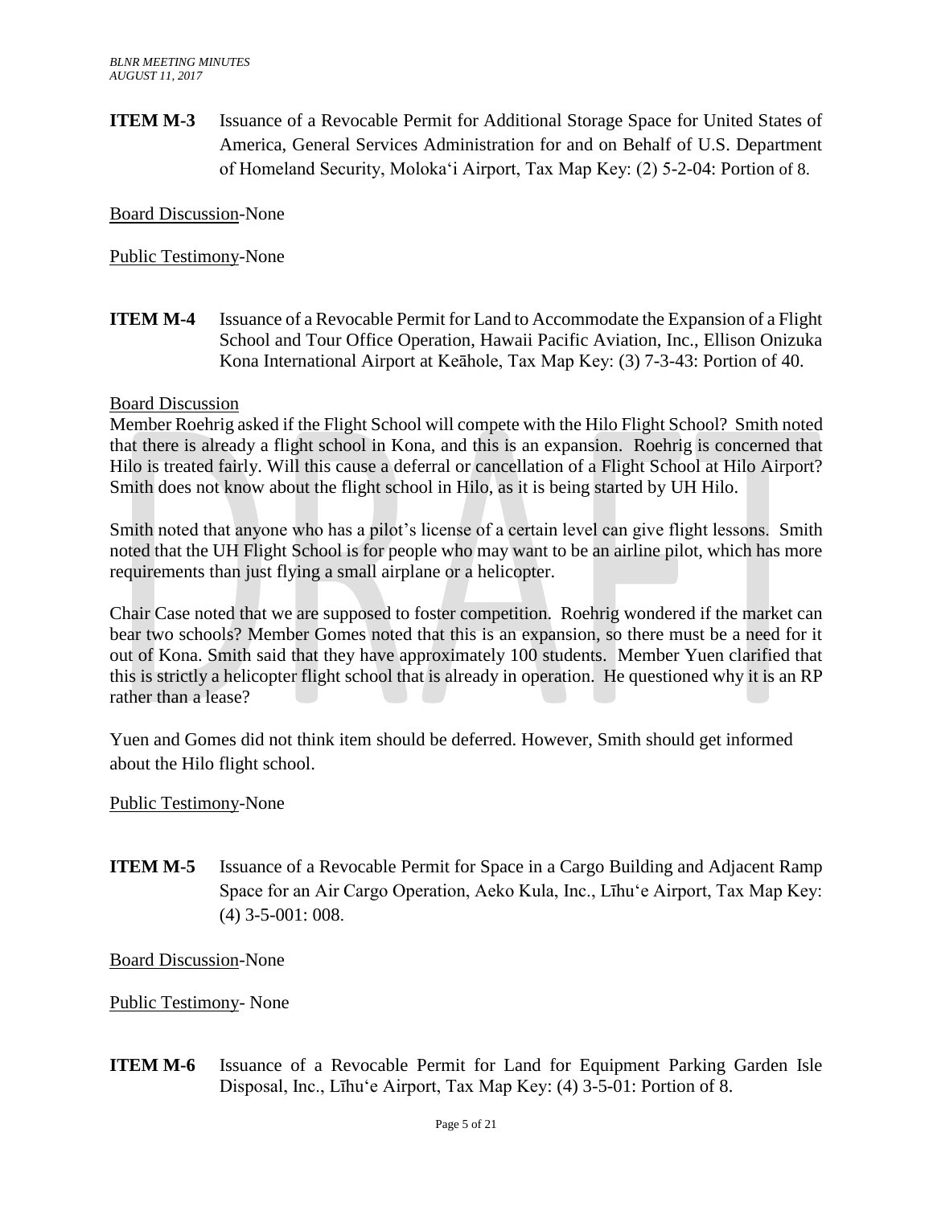**ITEM M-3** Issuance of a Revocable Permit for Additional Storage Space for United States of America, General Services Administration for and on Behalf of U.S. Department of Homeland Security, Molokaʻi Airport, Tax Map Key: (2) 5-2-04: Portion of 8.

Board Discussion-None

Public Testimony-None

**ITEM M-4** Issuance of a Revocable Permit for Land to Accommodate the Expansion of a Flight School and Tour Office Operation, Hawaii Pacific Aviation, Inc., Ellison Onizuka Kona International Airport at Keāhole, Tax Map Key: (3) 7-3-43: Portion of 40.

Board Discussion
Member Roehrig asked if the Flight School will compete with the Hilo Flight School? Smith noted that there is already a flight school in Kona, and this is an expansion. Roehrig is concerned that Hilo is treated fairly. Will this cause a deferral or cancellation of a Flight School at Hilo Airport? Smith does not know about the flight school in Hilo, as it is being started by UH Hilo.

Smith noted that anyone who has a pilot's license of a certain level can give flight lessons. Smith noted that the UH Flight School is for people who may want to be an airline pilot, which has more requirements than just flying a small airplane or a helicopter.

Chair Case noted that we are supposed to foster competition. Roehrig wondered if the market can bear two schools? Member Gomes noted that this is an expansion, so there must be a need for it out of Kona. Smith said that they have approximately 100 students. Member Yuen clarified that this is strictly a helicopter flight school that is already in operation. He questioned why it is an RP rather than a lease?

Yuen and Gomes did not think item should be deferred. However, Smith should get informed about the Hilo flight school.

Public Testimony-None

**ITEM M-5** Issuance of a Revocable Permit for Space in a Cargo Building and Adjacent Ramp Space for an Air Cargo Operation, Aeko Kula, Inc., Līhuʻe Airport, Tax Map Key: (4) 3-5-001: 008.

Board Discussion-None

Public Testimony- None

**ITEM M-6** Issuance of a Revocable Permit for Land for Equipment Parking Garden Isle Disposal, Inc., Līhuʻe Airport, Tax Map Key: (4) 3-5-01: Portion of 8.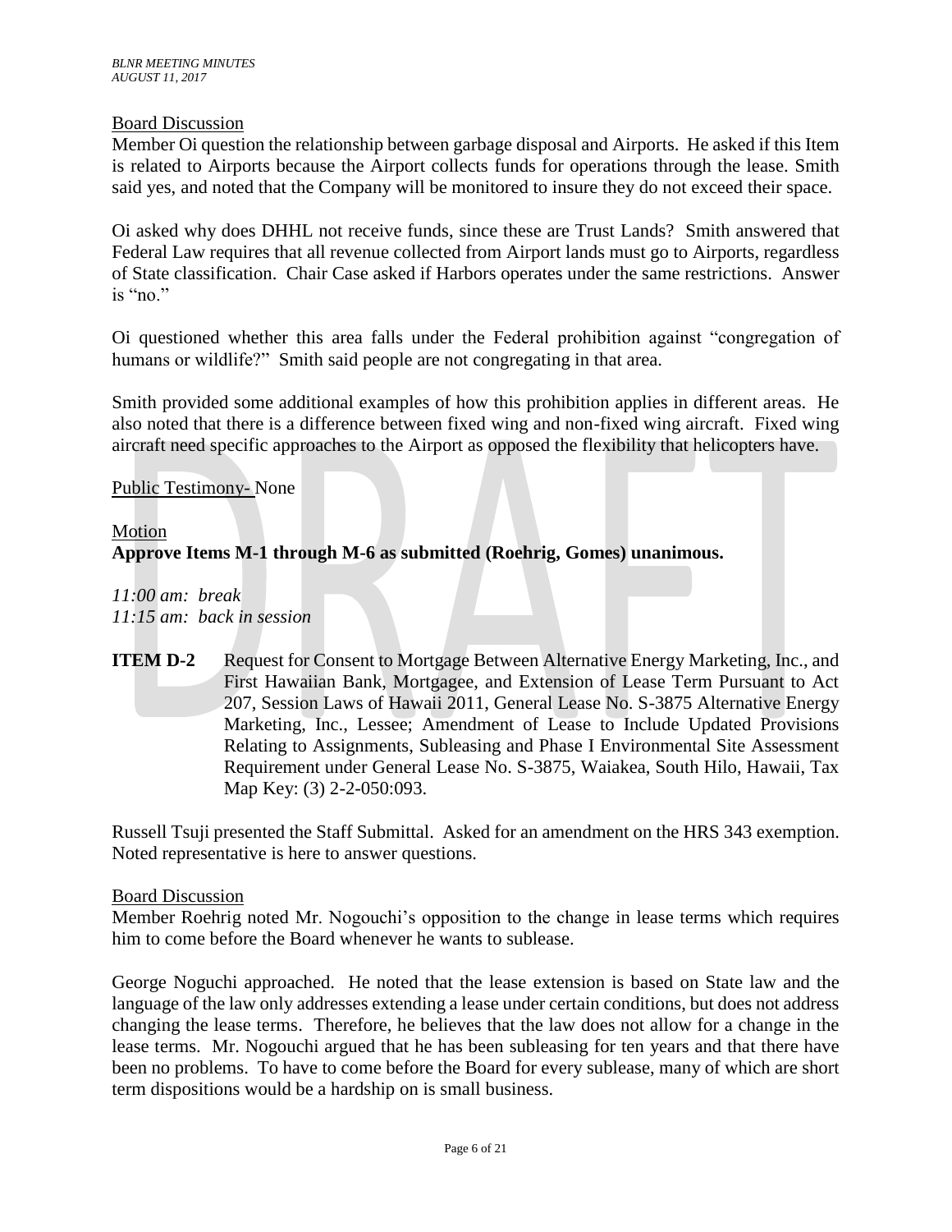<u>Board Discussion</u>

Member Oi question the relationship between garbage disposal and Airports. He asked if this Item is related to Airports because the Airport collects funds for operations through the lease. Smith said yes, and noted that the Company will be monitored to insure they do not exceed their space.

Oi asked why does DHHL not receive funds, since these are Trust Lands? Smith answered that Federal Law requires that all revenue collected from Airport lands must go to Airports, regardless of State classification. Chair Case asked if Harbors operates under the same restrictions. Answer is "no."

Oi questioned whether this area falls under the Federal prohibition against "congregation of humans or wildlife?" Smith said people are not congregating in that area.

Smith provided some additional examples of how this prohibition applies in different areas. He also noted that there is a difference between fixed wing and non-fixed wing aircraft. Fixed wing aircraft need specific approaches to the Airport as opposed the flexibility that helicopters have.

<u>Public Testimony-</u> None

<u>Motion</u>

**Approve Items M-1 through M-6 as submitted (Roehrig, Gomes) unanimous.**

*11:00 am: break*
*11:15 am: back in session*

**ITEM D-2** Request for Consent to Mortgage Between Alternative Energy Marketing, Inc., and First Hawaiian Bank, Mortgagee, and Extension of Lease Term Pursuant to Act 207, Session Laws of Hawaii 2011, General Lease No. S-3875 Alternative Energy Marketing, Inc., Lessee; Amendment of Lease to Include Updated Provisions Relating to Assignments, Subleasing and Phase I Environmental Site Assessment Requirement under General Lease No. S-3875, Waiakea, South Hilo, Hawaii, Tax Map Key: (3) 2-2-050:093.

Russell Tsuji presented the Staff Submittal. Asked for an amendment on the HRS 343 exemption. Noted representative is here to answer questions.

<u>Board Discussion</u>

Member Roehrig noted Mr. Nogouchi's opposition to the change in lease terms which requires him to come before the Board whenever he wants to sublease.

George Noguchi approached. He noted that the lease extension is based on State law and the language of the law only addresses extending a lease under certain conditions, but does not address changing the lease terms. Therefore, he believes that the law does not allow for a change in the lease terms. Mr. Nogouchi argued that he has been subleasing for ten years and that there have been no problems. To have to come before the Board for every sublease, many of which are short term dispositions would be a hardship on is small business.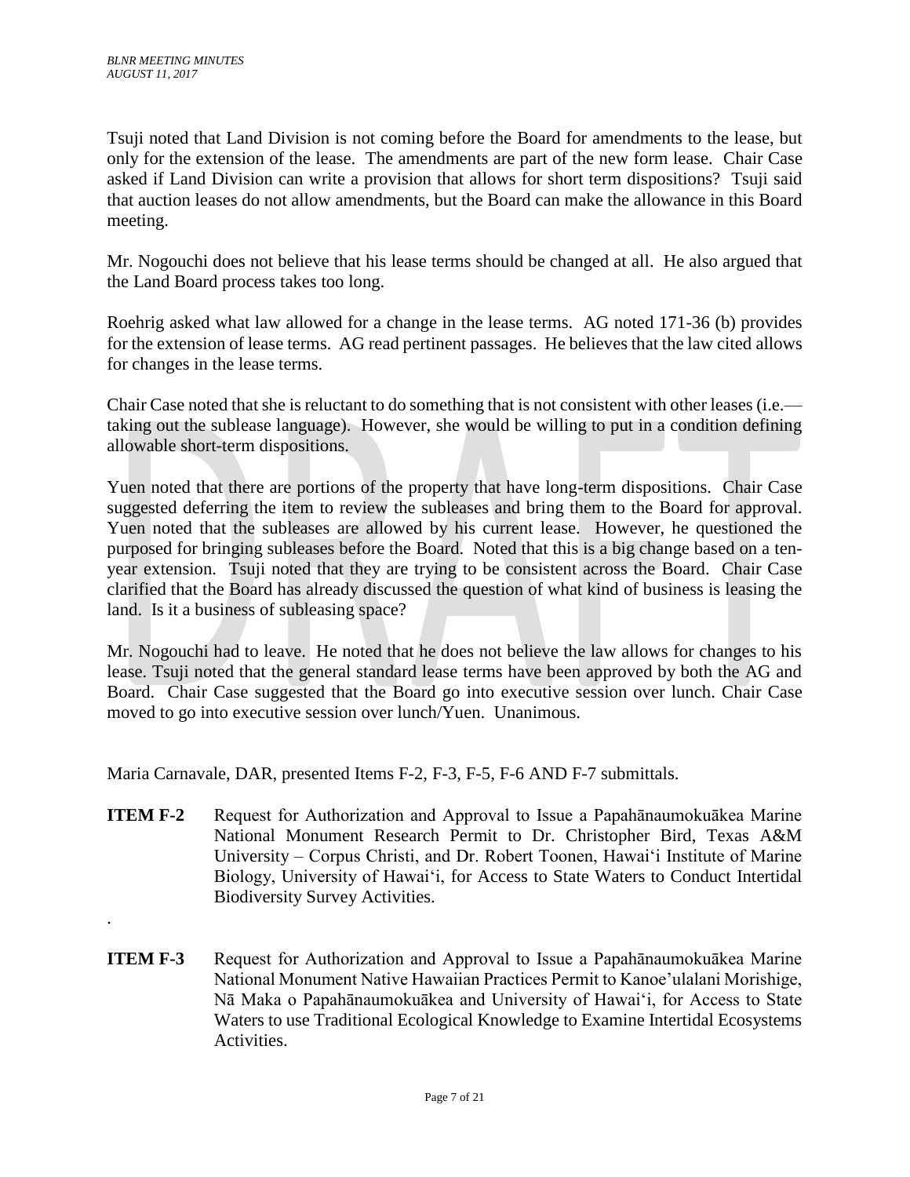Tsuji noted that Land Division is not coming before the Board for amendments to the lease, but only for the extension of the lease. The amendments are part of the new form lease. Chair Case asked if Land Division can write a provision that allows for short term dispositions? Tsuji said that auction leases do not allow amendments, but the Board can make the allowance in this Board meeting.

Mr. Nogouchi does not believe that his lease terms should be changed at all. He also argued that the Land Board process takes too long.

Roehrig asked what law allowed for a change in the lease terms. AG noted 171-36 (b) provides for the extension of lease terms. AG read pertinent passages. He believes that the law cited allows for changes in the lease terms.

Chair Case noted that she is reluctant to do something that is not consistent with other leases (i.e.—taking out the sublease language). However, she would be willing to put in a condition defining allowable short-term dispositions.

Yuen noted that there are portions of the property that have long-term dispositions. Chair Case suggested deferring the item to review the subleases and bring them to the Board for approval. Yuen noted that the subleases are allowed by his current lease. However, he questioned the purposed for bringing subleases before the Board. Noted that this is a big change based on a ten-year extension. Tsuji noted that they are trying to be consistent across the Board. Chair Case clarified that the Board has already discussed the question of what kind of business is leasing the land. Is it a business of subleasing space?

Mr. Nogouchi had to leave. He noted that he does not believe the law allows for changes to his lease. Tsuji noted that the general standard lease terms have been approved by both the AG and Board. Chair Case suggested that the Board go into executive session over lunch. Chair Case moved to go into executive session over lunch/Yuen. Unanimous.

Maria Carnavale, DAR, presented Items F-2, F-3, F-5, F-6 AND F-7 submittals.

**ITEM F-2** Request for Authorization and Approval to Issue a Papahānaumokuākea Marine National Monument Research Permit to Dr. Christopher Bird, Texas A&M University – Corpus Christi, and Dr. Robert Toonen, Hawai'i Institute of Marine Biology, University of Hawai'i, for Access to State Waters to Conduct Intertidal Biodiversity Survey Activities.

.

**ITEM F-3** Request for Authorization and Approval to Issue a Papahānaumokuākea Marine National Monument Native Hawaiian Practices Permit to Kanoe'ulalani Morishige, Nā Maka o Papahānaumokuākea and University of Hawai'i, for Access to State Waters to use Traditional Ecological Knowledge to Examine Intertidal Ecosystems Activities.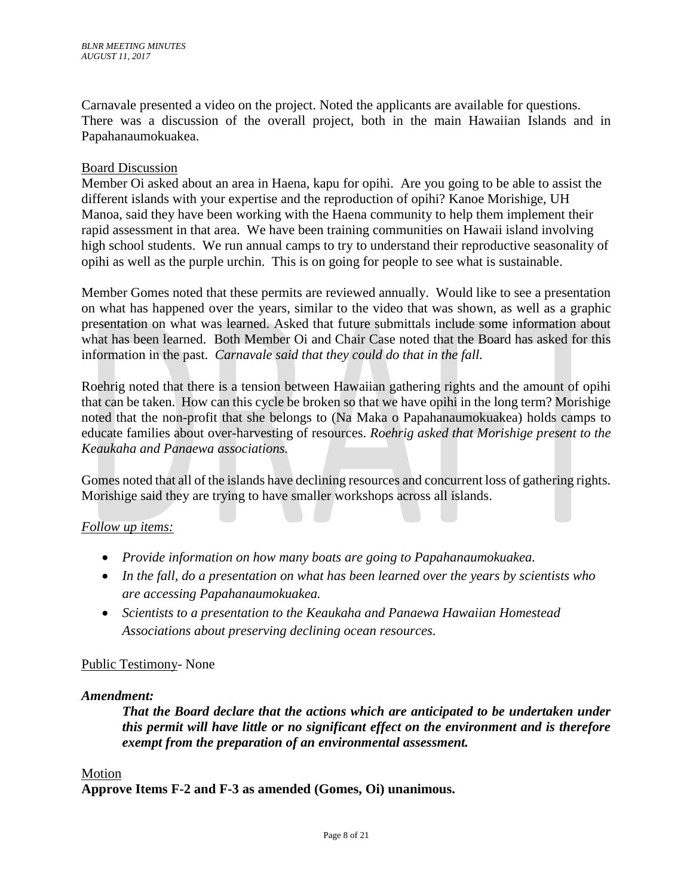Carnavale presented a video on the project. Noted the applicants are available for questions. There was a discussion of the overall project, both in the main Hawaiian Islands and in Papahanaumokuakea.

Board Discussion

Member Oi asked about an area in Haena, kapu for opihi. Are you going to be able to assist the different islands with your expertise and the reproduction of opihi? Kanoe Morishige, UH Manoa, said they have been working with the Haena community to help them implement their rapid assessment in that area. We have been training communities on Hawaii island involving high school students. We run annual camps to try to understand their reproductive seasonality of opihi as well as the purple urchin. This is on going for people to see what is sustainable.

Member Gomes noted that these permits are reviewed annually. Would like to see a presentation on what has happened over the years, similar to the video that was shown, as well as a graphic presentation on what was learned. Asked that future submittals include some information about what has been learned. Both Member Oi and Chair Case noted that the Board has asked for this information in the past. *Carnavale said that they could do that in the fall.*

Roehrig noted that there is a tension between Hawaiian gathering rights and the amount of opihi that can be taken. How can this cycle be broken so that we have opihi in the long term? Morishige noted that the non-profit that she belongs to (Na Maka o Papahanaumokuakea) holds camps to educate families about over-harvesting of resources. *Roehrig asked that Morishige present to the Keaukaha and Panaewa associations.*

Gomes noted that all of the islands have declining resources and concurrent loss of gathering rights. Morishige said they are trying to have smaller workshops across all islands.

*Follow up items:*

- *Provide information on how many boats are going to Papahanaumokuakea.*
- *In the fall, do a presentation on what has been learned over the years by scientists who are accessing Papahanaumokuakea.*
- *Scientists to a presentation to the Keaukaha and Panaewa Hawaiian Homestead Associations about preserving declining ocean resources.*

Public Testimony- None

***Amendment:***

> ***That the Board declare that the actions which are anticipated to be undertaken under this permit will have little or no significant effect on the environment and is therefore exempt from the preparation of an environmental assessment.***

Motion

**Approve Items F-2 and F-3 as amended (Gomes, Oi) unanimous.**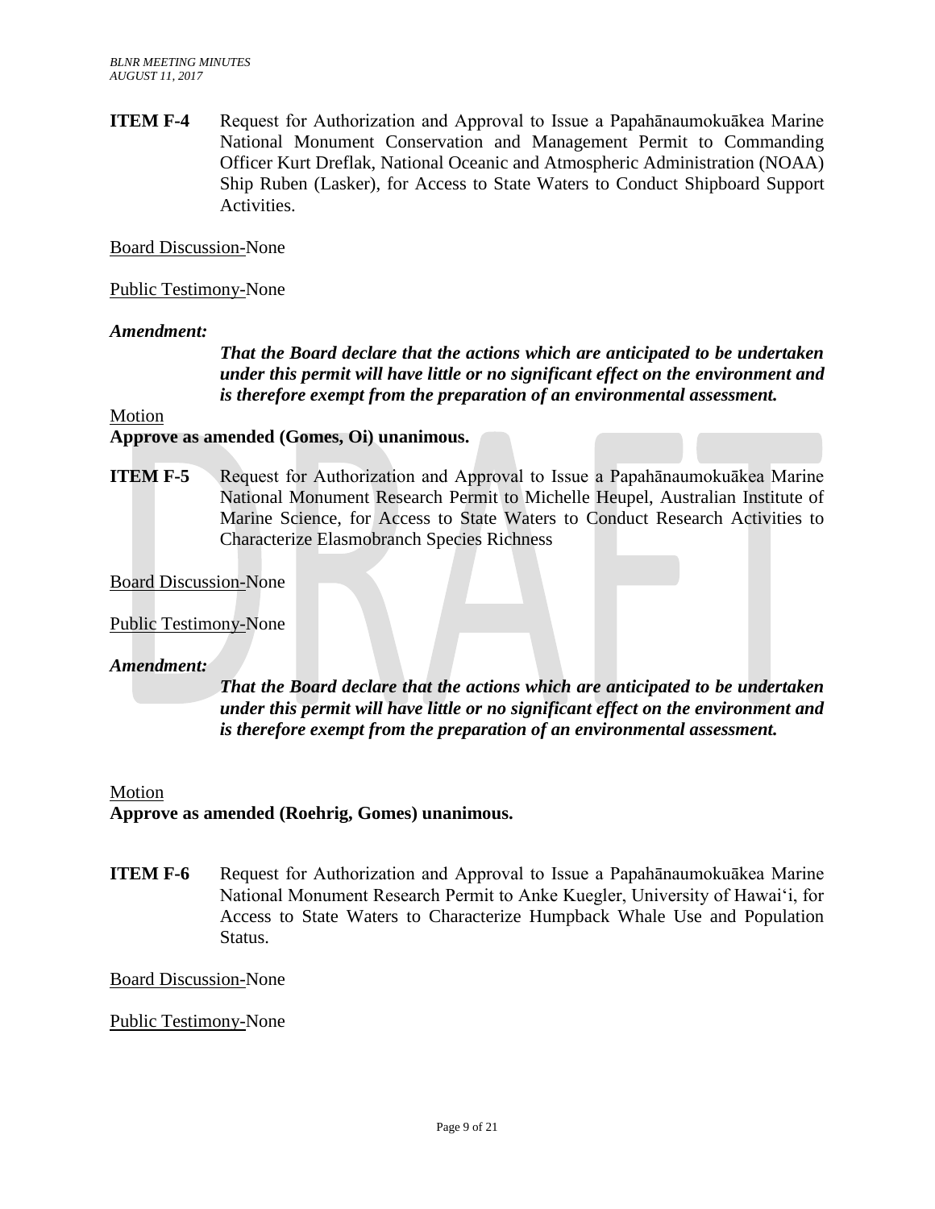**ITEM F-4** Request for Authorization and Approval to Issue a Papahānaumokuākea Marine National Monument Conservation and Management Permit to Commanding Officer Kurt Dreflak, National Oceanic and Atmospheric Administration (NOAA) Ship Ruben (Lasker), for Access to State Waters to Conduct Shipboard Support Activities.

Board Discussion-None

Public Testimony-None

***Amendment:***

> ***That the Board declare that the actions which are anticipated to be undertaken under this permit will have little or no significant effect on the environment and is therefore exempt from the preparation of an environmental assessment.***

Motion

**Approve as amended (Gomes, Oi) unanimous.**

**ITEM F-5** Request for Authorization and Approval to Issue a Papahānaumokuākea Marine National Monument Research Permit to Michelle Heupel, Australian Institute of Marine Science, for Access to State Waters to Conduct Research Activities to Characterize Elasmobranch Species Richness

Board Discussion-None

Public Testimony-None

***Amendment:***

> ***That the Board declare that the actions which are anticipated to be undertaken under this permit will have little or no significant effect on the environment and is therefore exempt from the preparation of an environmental assessment.***

Motion

**Approve as amended (Roehrig, Gomes) unanimous.**

**ITEM F-6** Request for Authorization and Approval to Issue a Papahānaumokuākea Marine National Monument Research Permit to Anke Kuegler, University of Hawai‘i, for Access to State Waters to Characterize Humpback Whale Use and Population Status.

Board Discussion-None

Public Testimony-None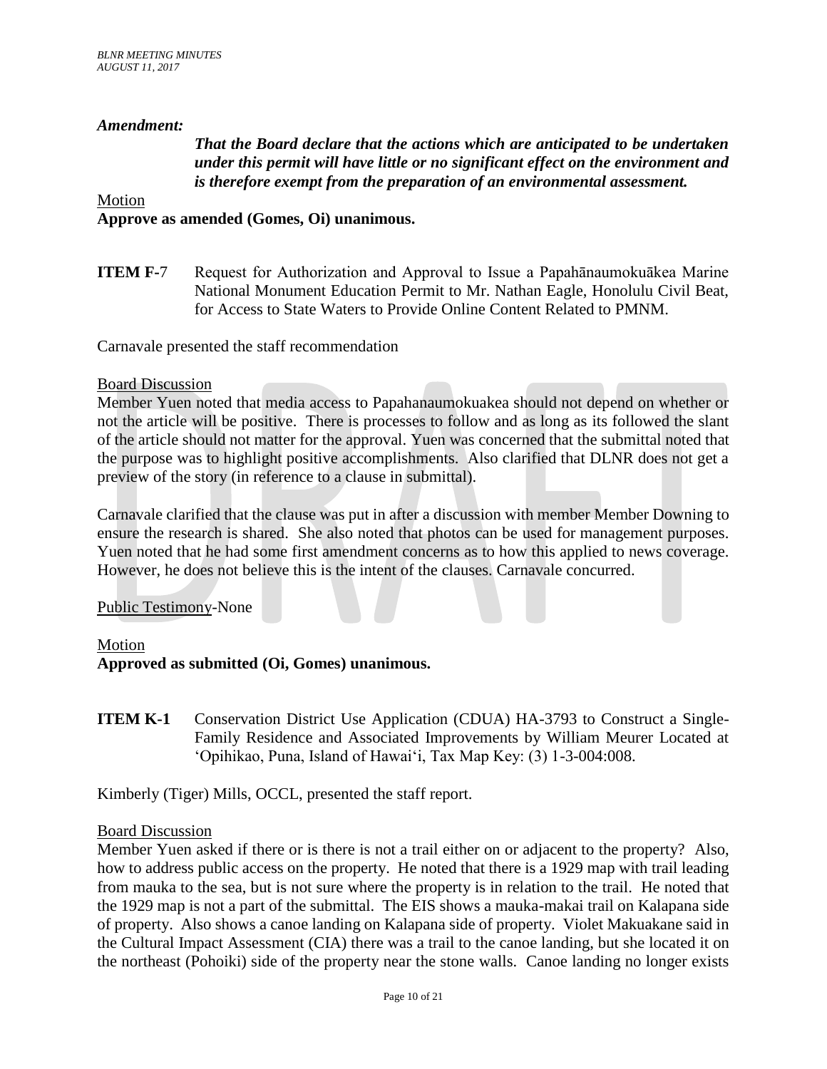***Amendment:***

***That the Board declare that the actions which are anticipated to be undertaken under this permit will have little or no significant effect on the environment and is therefore exempt from the preparation of an environmental assessment.***

Motion

**Approve as amended (Gomes, Oi) unanimous.**

**ITEM F-**7 Request for Authorization and Approval to Issue a Papahānaumokuākea Marine National Monument Education Permit to Mr. Nathan Eagle, Honolulu Civil Beat, for Access to State Waters to Provide Online Content Related to PMNM.

Carnavale presented the staff recommendation

Board Discussion

Member Yuen noted that media access to Papahanaumokuakea should not depend on whether or not the article will be positive. There is processes to follow and as long as its followed the slant of the article should not matter for the approval. Yuen was concerned that the submittal noted that the purpose was to highlight positive accomplishments. Also clarified that DLNR does not get a preview of the story (in reference to a clause in submittal).

Carnavale clarified that the clause was put in after a discussion with member Member Downing to ensure the research is shared. She also noted that photos can be used for management purposes. Yuen noted that he had some first amendment concerns as to how this applied to news coverage. However, he does not believe this is the intent of the clauses. Carnavale concurred.

Public Testimony-None

Motion

**Approved as submitted (Oi, Gomes) unanimous.**

**ITEM K-1** Conservation District Use Application (CDUA) HA-3793 to Construct a Single-Family Residence and Associated Improvements by William Meurer Located at ʻOpihikao, Puna, Island of Hawaiʻi, Tax Map Key: (3) 1-3-004:008.

Kimberly (Tiger) Mills, OCCL, presented the staff report.

Board Discussion

Member Yuen asked if there or is there is not a trail either on or adjacent to the property? Also, how to address public access on the property. He noted that there is a 1929 map with trail leading from mauka to the sea, but is not sure where the property is in relation to the trail. He noted that the 1929 map is not a part of the submittal. The EIS shows a mauka-makai trail on Kalapana side of property. Also shows a canoe landing on Kalapana side of property. Violet Makuakane said in the Cultural Impact Assessment (CIA) there was a trail to the canoe landing, but she located it on the northeast (Pohoiki) side of the property near the stone walls. Canoe landing no longer exists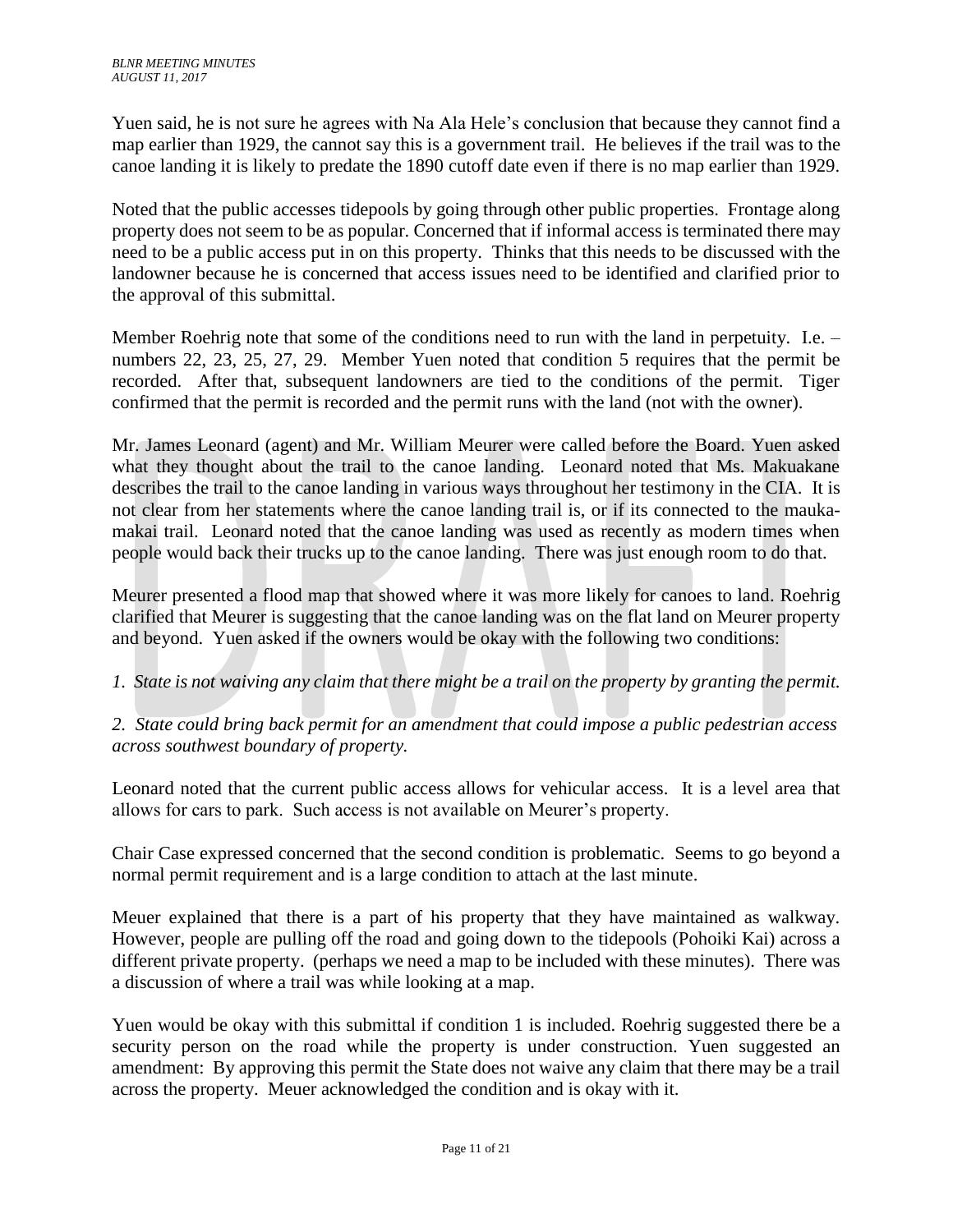Yuen said, he is not sure he agrees with Na Ala Hele's conclusion that because they cannot find a map earlier than 1929, the cannot say this is a government trail. He believes if the trail was to the canoe landing it is likely to predate the 1890 cutoff date even if there is no map earlier than 1929.

Noted that the public accesses tidepools by going through other public properties. Frontage along property does not seem to be as popular. Concerned that if informal access is terminated there may need to be a public access put in on this property. Thinks that this needs to be discussed with the landowner because he is concerned that access issues need to be identified and clarified prior to the approval of this submittal.

Member Roehrig note that some of the conditions need to run with the land in perpetuity. I.e. – numbers 22, 23, 25, 27, 29. Member Yuen noted that condition 5 requires that the permit be recorded. After that, subsequent landowners are tied to the conditions of the permit. Tiger confirmed that the permit is recorded and the permit runs with the land (not with the owner).

Mr. James Leonard (agent) and Mr. William Meurer were called before the Board. Yuen asked what they thought about the trail to the canoe landing. Leonard noted that Ms. Makuakane describes the trail to the canoe landing in various ways throughout her testimony in the CIA. It is not clear from her statements where the canoe landing trail is, or if its connected to the mauka-makai trail. Leonard noted that the canoe landing was used as recently as modern times when people would back their trucks up to the canoe landing. There was just enough room to do that.

Meurer presented a flood map that showed where it was more likely for canoes to land. Roehrig clarified that Meurer is suggesting that the canoe landing was on the flat land on Meurer property and beyond. Yuen asked if the owners would be okay with the following two conditions:

*1. State is not waiving any claim that there might be a trail on the property by granting the permit.*

*2. State could bring back permit for an amendment that could impose a public pedestrian access across southwest boundary of property.*

Leonard noted that the current public access allows for vehicular access. It is a level area that allows for cars to park. Such access is not available on Meurer's property.

Chair Case expressed concerned that the second condition is problematic. Seems to go beyond a normal permit requirement and is a large condition to attach at the last minute.

Meuer explained that there is a part of his property that they have maintained as walkway. However, people are pulling off the road and going down to the tidepools (Pohoiki Kai) across a different private property. (perhaps we need a map to be included with these minutes). There was a discussion of where a trail was while looking at a map.

Yuen would be okay with this submittal if condition 1 is included. Roehrig suggested there be a security person on the road while the property is under construction. Yuen suggested an amendment: By approving this permit the State does not waive any claim that there may be a trail across the property. Meuer acknowledged the condition and is okay with it.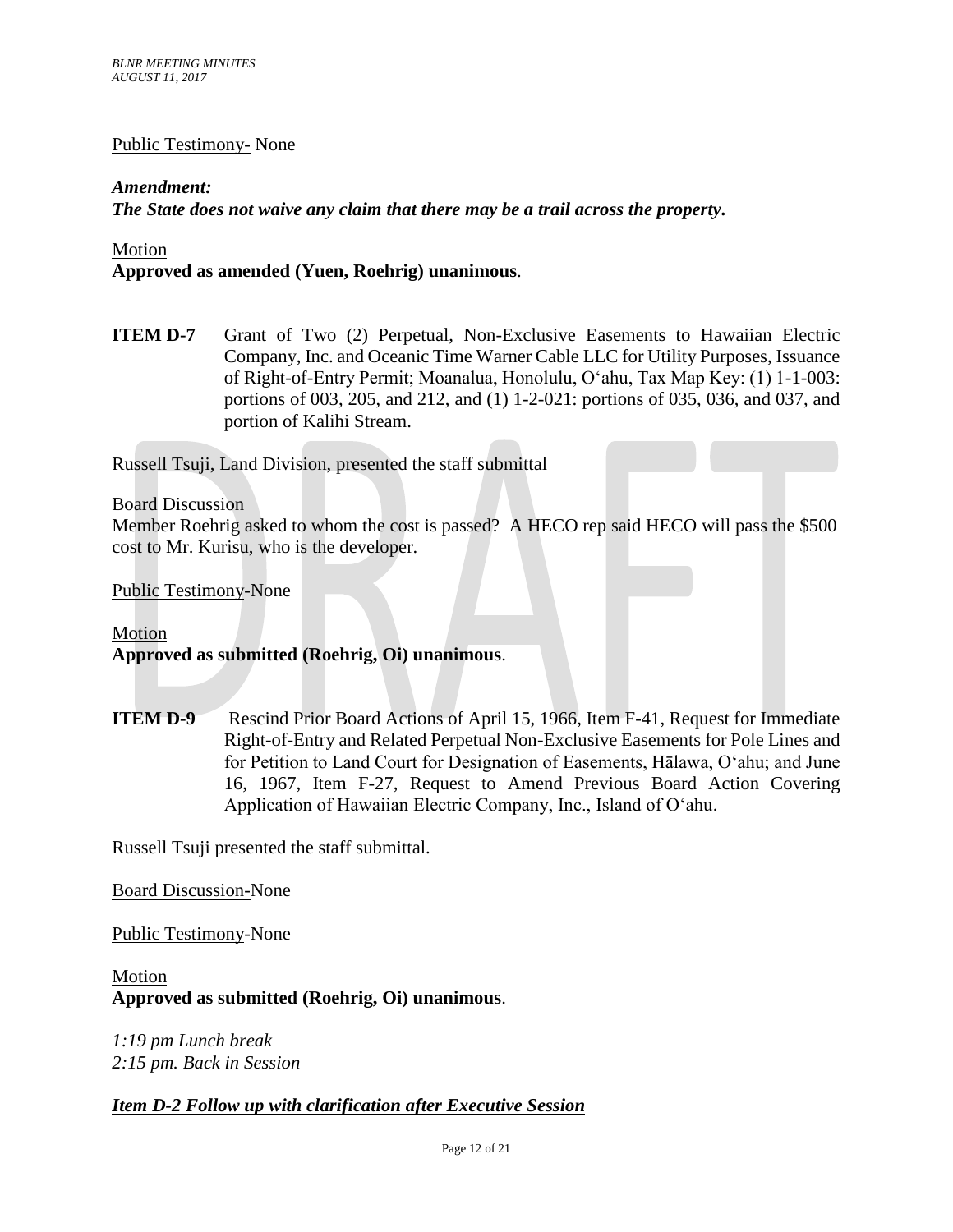Public Testimony- None

***Amendment:***
***The State does not waive any claim that there may be a trail across the property.***

Motion
**Approved as amended (Yuen, Roehrig) unanimous**.

**ITEM D-7** Grant of Two (2) Perpetual, Non-Exclusive Easements to Hawaiian Electric Company, Inc. and Oceanic Time Warner Cable LLC for Utility Purposes, Issuance of Right-of-Entry Permit; Moanalua, Honolulu, Oʻahu, Tax Map Key: (1) 1-1-003: portions of 003, 205, and 212, and (1) 1-2-021: portions of 035, 036, and 037, and portion of Kalihi Stream.

Russell Tsuji, Land Division, presented the staff submittal

Board Discussion
Member Roehrig asked to whom the cost is passed? A HECO rep said HECO will pass the $500 cost to Mr. Kurisu, who is the developer.

Public Testimony-None

Motion
**Approved as submitted (Roehrig, Oi) unanimous**.

**ITEM D-9** Rescind Prior Board Actions of April 15, 1966, Item F-41, Request for Immediate Right-of-Entry and Related Perpetual Non-Exclusive Easements for Pole Lines and for Petition to Land Court for Designation of Easements, Hālawa, Oʻahu; and June 16, 1967, Item F-27, Request to Amend Previous Board Action Covering Application of Hawaiian Electric Company, Inc., Island of Oʻahu.

Russell Tsuji presented the staff submittal.

Board Discussion-None

Public Testimony-None

Motion
**Approved as submitted (Roehrig, Oi) unanimous**.

*1:19 pm Lunch break*
*2:15 pm. Back in Session*

***Item D-2 Follow up with clarification after Executive Session***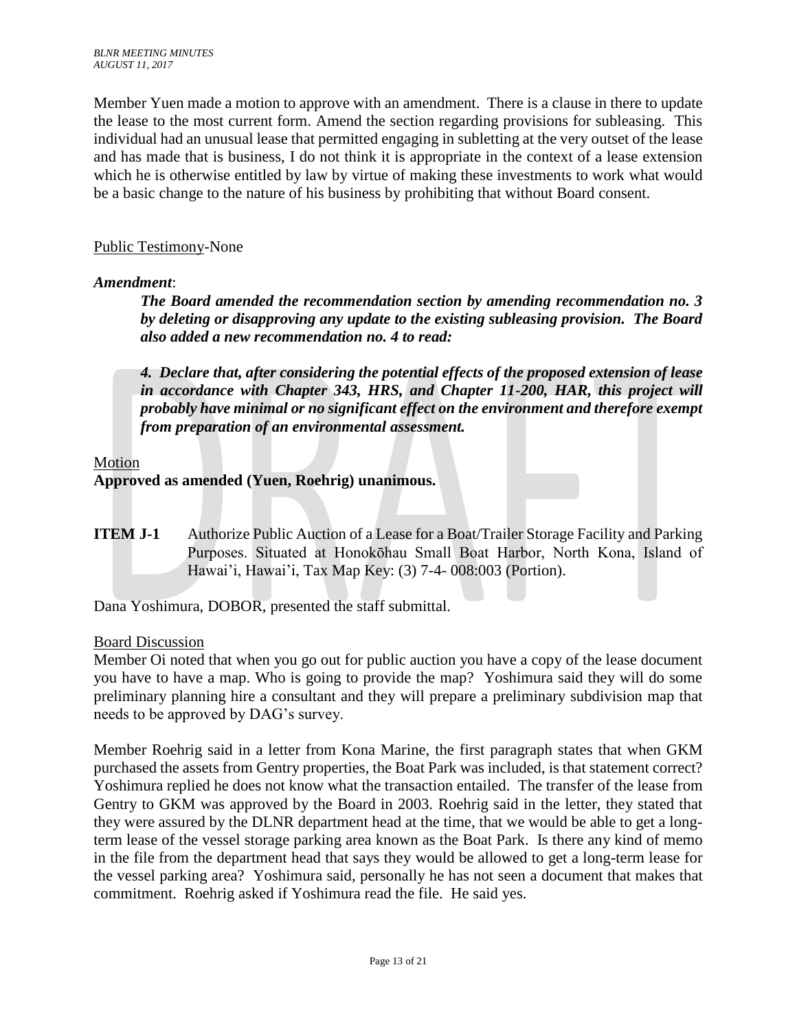Member Yuen made a motion to approve with an amendment. There is a clause in there to update the lease to the most current form. Amend the section regarding provisions for subleasing. This individual had an unusual lease that permitted engaging in subletting at the very outset of the lease and has made that is business, I do not think it is appropriate in the context of a lease extension which he is otherwise entitled by law by virtue of making these investments to work what would be a basic change to the nature of his business by prohibiting that without Board consent.

Public Testimony-None

*Amendment*:

> ***The Board amended the recommendation section by amending recommendation no. 3 by deleting or disapproving any update to the existing subleasing provision. The Board also added a new recommendation no. 4 to read:***
>
> ***4. Declare that, after considering the potential effects of the proposed extension of lease in accordance with Chapter 343, HRS, and Chapter 11-200, HAR, this project will probably have minimal or no significant effect on the environment and therefore exempt from preparation of an environmental assessment.***

Motion

**Approved as amended (Yuen, Roehrig) unanimous.**

**ITEM J-1** Authorize Public Auction of a Lease for a Boat/Trailer Storage Facility and Parking Purposes. Situated at Honokōhau Small Boat Harbor, North Kona, Island of Hawai'i, Hawai'i, Tax Map Key: (3) 7-4- 008:003 (Portion).

Dana Yoshimura, DOBOR, presented the staff submittal.

Board Discussion

Member Oi noted that when you go out for public auction you have a copy of the lease document you have to have a map. Who is going to provide the map? Yoshimura said they will do some preliminary planning hire a consultant and they will prepare a preliminary subdivision map that needs to be approved by DAG's survey.

Member Roehrig said in a letter from Kona Marine, the first paragraph states that when GKM purchased the assets from Gentry properties, the Boat Park was included, is that statement correct? Yoshimura replied he does not know what the transaction entailed. The transfer of the lease from Gentry to GKM was approved by the Board in 2003. Roehrig said in the letter, they stated that they were assured by the DLNR department head at the time, that we would be able to get a long-term lease of the vessel storage parking area known as the Boat Park. Is there any kind of memo in the file from the department head that says they would be allowed to get a long-term lease for the vessel parking area? Yoshimura said, personally he has not seen a document that makes that commitment. Roehrig asked if Yoshimura read the file. He said yes.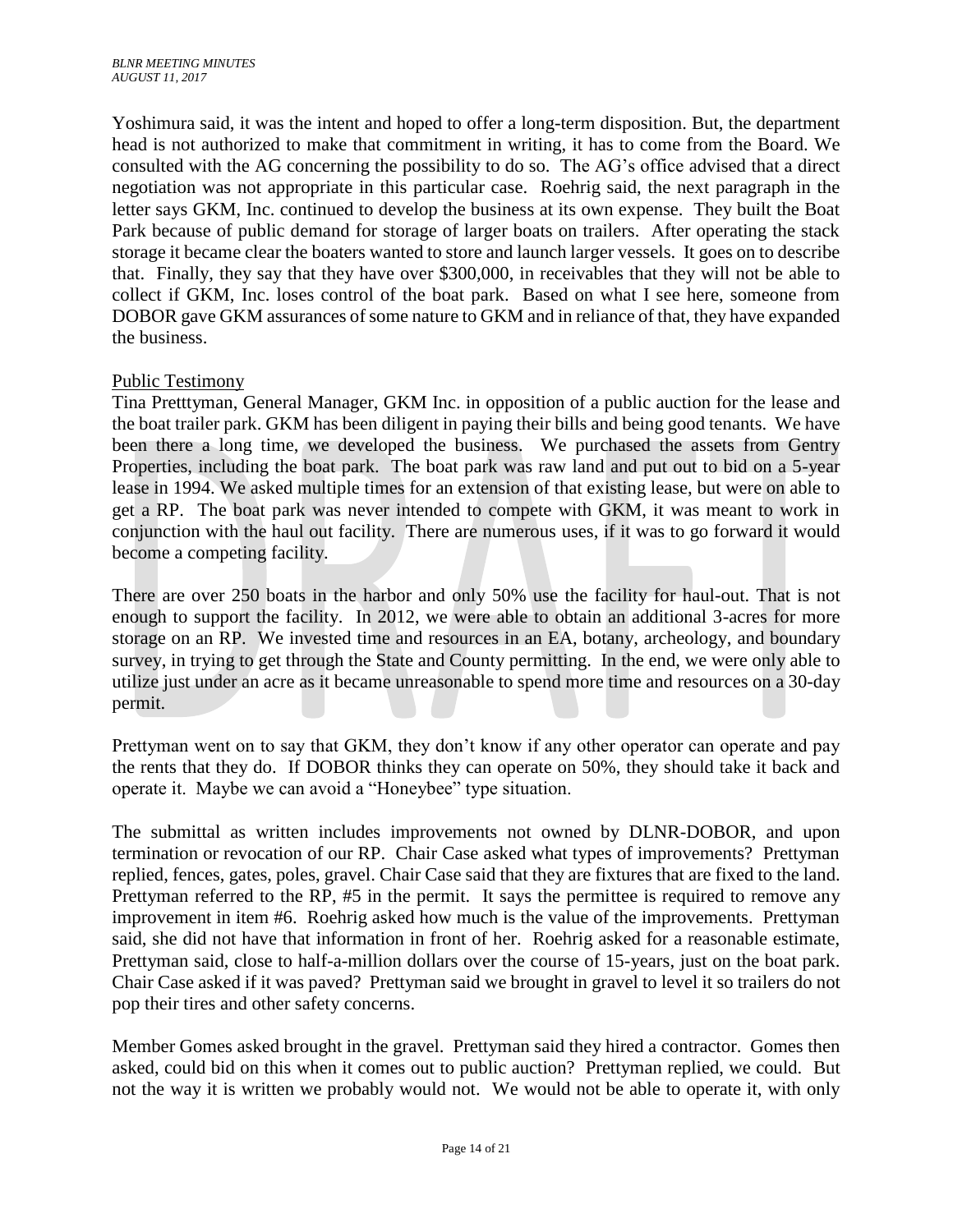Yoshimura said, it was the intent and hoped to offer a long-term disposition. But, the department head is not authorized to make that commitment in writing, it has to come from the Board. We consulted with the AG concerning the possibility to do so. The AG's office advised that a direct negotiation was not appropriate in this particular case. Roehrig said, the next paragraph in the letter says GKM, Inc. continued to develop the business at its own expense. They built the Boat Park because of public demand for storage of larger boats on trailers. After operating the stack storage it became clear the boaters wanted to store and launch larger vessels. It goes on to describe that. Finally, they say that they have over $300,000, in receivables that they will not be able to collect if GKM, Inc. loses control of the boat park. Based on what I see here, someone from DOBOR gave GKM assurances of some nature to GKM and in reliance of that, they have expanded the business.

Public Testimony

Tina Pretttyman, General Manager, GKM Inc. in opposition of a public auction for the lease and the boat trailer park. GKM has been diligent in paying their bills and being good tenants. We have been there a long time, we developed the business. We purchased the assets from Gentry Properties, including the boat park. The boat park was raw land and put out to bid on a 5-year lease in 1994. We asked multiple times for an extension of that existing lease, but were on able to get a RP. The boat park was never intended to compete with GKM, it was meant to work in conjunction with the haul out facility. There are numerous uses, if it was to go forward it would become a competing facility.

There are over 250 boats in the harbor and only 50% use the facility for haul-out. That is not enough to support the facility. In 2012, we were able to obtain an additional 3-acres for more storage on an RP. We invested time and resources in an EA, botany, archeology, and boundary survey, in trying to get through the State and County permitting. In the end, we were only able to utilize just under an acre as it became unreasonable to spend more time and resources on a 30-day permit.

Prettyman went on to say that GKM, they don't know if any other operator can operate and pay the rents that they do. If DOBOR thinks they can operate on 50%, they should take it back and operate it. Maybe we can avoid a "Honeybee" type situation.

The submittal as written includes improvements not owned by DLNR-DOBOR, and upon termination or revocation of our RP. Chair Case asked what types of improvements? Prettyman replied, fences, gates, poles, gravel. Chair Case said that they are fixtures that are fixed to the land. Prettyman referred to the RP, #5 in the permit. It says the permittee is required to remove any improvement in item #6. Roehrig asked how much is the value of the improvements. Prettyman said, she did not have that information in front of her. Roehrig asked for a reasonable estimate, Prettyman said, close to half-a-million dollars over the course of 15-years, just on the boat park. Chair Case asked if it was paved? Prettyman said we brought in gravel to level it so trailers do not pop their tires and other safety concerns.

Member Gomes asked brought in the gravel. Prettyman said they hired a contractor. Gomes then asked, could bid on this when it comes out to public auction? Prettyman replied, we could. But not the way it is written we probably would not. We would not be able to operate it, with only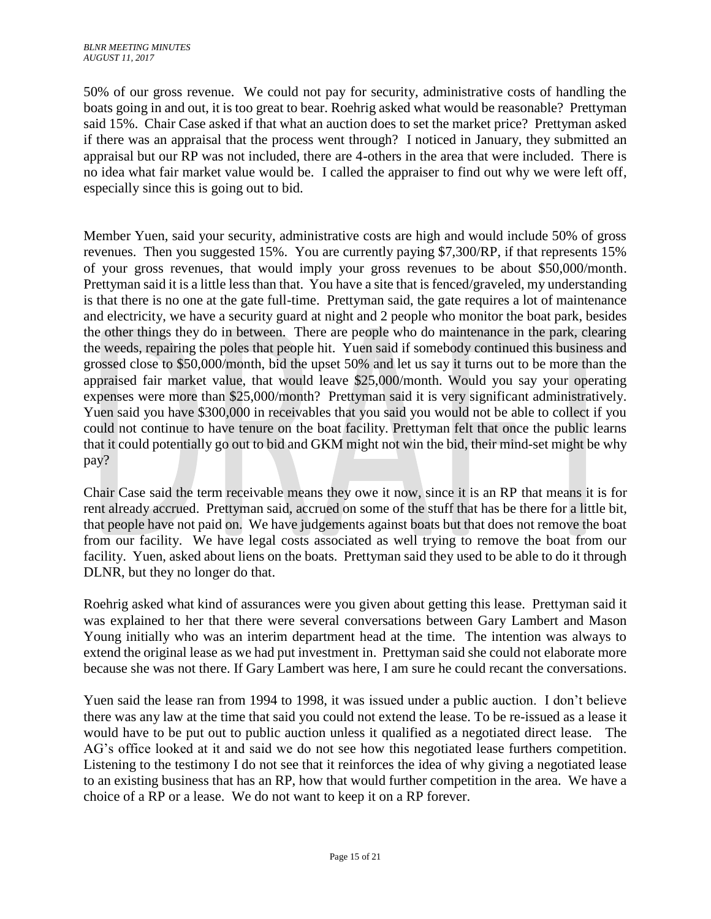50% of our gross revenue. We could not pay for security, administrative costs of handling the boats going in and out, it is too great to bear. Roehrig asked what would be reasonable? Prettyman said 15%. Chair Case asked if that what an auction does to set the market price? Prettyman asked if there was an appraisal that the process went through? I noticed in January, they submitted an appraisal but our RP was not included, there are 4-others in the area that were included. There is no idea what fair market value would be. I called the appraiser to find out why we were left off, especially since this is going out to bid.

Member Yuen, said your security, administrative costs are high and would include 50% of gross revenues. Then you suggested 15%. You are currently paying $7,300/RP, if that represents 15% of your gross revenues, that would imply your gross revenues to be about $50,000/month. Prettyman said it is a little less than that. You have a site that is fenced/graveled, my understanding is that there is no one at the gate full-time. Prettyman said, the gate requires a lot of maintenance and electricity, we have a security guard at night and 2 people who monitor the boat park, besides the other things they do in between. There are people who do maintenance in the park, clearing the weeds, repairing the poles that people hit. Yuen said if somebody continued this business and grossed close to $50,000/month, bid the upset 50% and let us say it turns out to be more than the appraised fair market value, that would leave $25,000/month. Would you say your operating expenses were more than $25,000/month? Prettyman said it is very significant administratively. Yuen said you have $300,000 in receivables that you said you would not be able to collect if you could not continue to have tenure on the boat facility. Prettyman felt that once the public learns that it could potentially go out to bid and GKM might not win the bid, their mind-set might be why pay?

Chair Case said the term receivable means they owe it now, since it is an RP that means it is for rent already accrued. Prettyman said, accrued on some of the stuff that has be there for a little bit, that people have not paid on. We have judgements against boats but that does not remove the boat from our facility. We have legal costs associated as well trying to remove the boat from our facility. Yuen, asked about liens on the boats. Prettyman said they used to be able to do it through DLNR, but they no longer do that.

Roehrig asked what kind of assurances were you given about getting this lease. Prettyman said it was explained to her that there were several conversations between Gary Lambert and Mason Young initially who was an interim department head at the time. The intention was always to extend the original lease as we had put investment in. Prettyman said she could not elaborate more because she was not there. If Gary Lambert was here, I am sure he could recant the conversations.

Yuen said the lease ran from 1994 to 1998, it was issued under a public auction. I don't believe there was any law at the time that said you could not extend the lease. To be re-issued as a lease it would have to be put out to public auction unless it qualified as a negotiated direct lease. The AG's office looked at it and said we do not see how this negotiated lease furthers competition. Listening to the testimony I do not see that it reinforces the idea of why giving a negotiated lease to an existing business that has an RP, how that would further competition in the area. We have a choice of a RP or a lease. We do not want to keep it on a RP forever.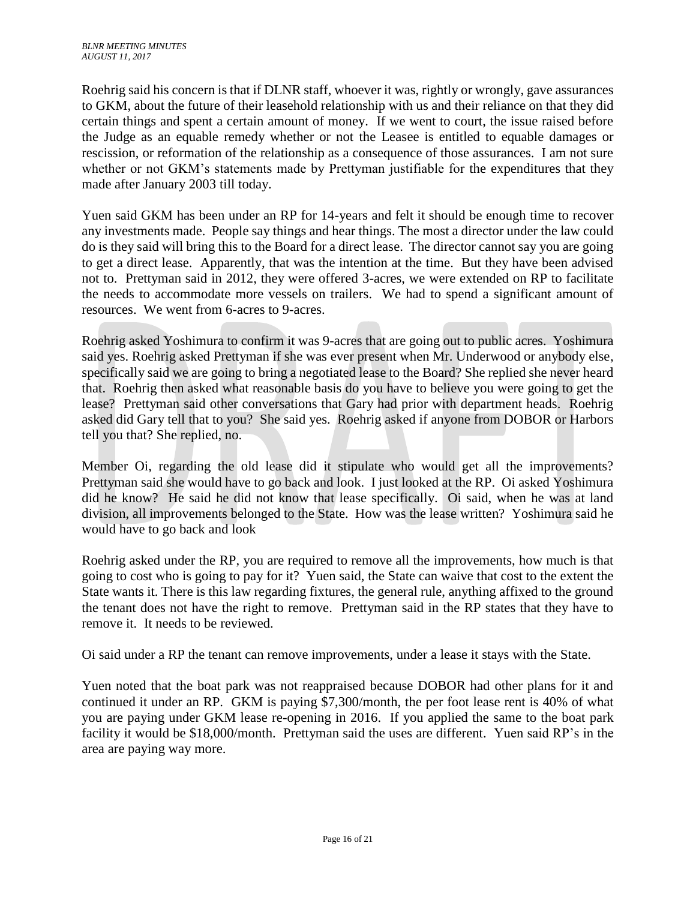Roehrig said his concern is that if DLNR staff, whoever it was, rightly or wrongly, gave assurances to GKM, about the future of their leasehold relationship with us and their reliance on that they did certain things and spent a certain amount of money. If we went to court, the issue raised before the Judge as an equable remedy whether or not the Leasee is entitled to equable damages or rescission, or reformation of the relationship as a consequence of those assurances. I am not sure whether or not GKM's statements made by Prettyman justifiable for the expenditures that they made after January 2003 till today.

Yuen said GKM has been under an RP for 14-years and felt it should be enough time to recover any investments made. People say things and hear things. The most a director under the law could do is they said will bring this to the Board for a direct lease. The director cannot say you are going to get a direct lease. Apparently, that was the intention at the time. But they have been advised not to. Prettyman said in 2012, they were offered 3-acres, we were extended on RP to facilitate the needs to accommodate more vessels on trailers. We had to spend a significant amount of resources. We went from 6-acres to 9-acres.

Roehrig asked Yoshimura to confirm it was 9-acres that are going out to public acres. Yoshimura said yes. Roehrig asked Prettyman if she was ever present when Mr. Underwood or anybody else, specifically said we are going to bring a negotiated lease to the Board? She replied she never heard that. Roehrig then asked what reasonable basis do you have to believe you were going to get the lease? Prettyman said other conversations that Gary had prior with department heads. Roehrig asked did Gary tell that to you? She said yes. Roehrig asked if anyone from DOBOR or Harbors tell you that? She replied, no.

Member Oi, regarding the old lease did it stipulate who would get all the improvements? Prettyman said she would have to go back and look. I just looked at the RP. Oi asked Yoshimura did he know? He said he did not know that lease specifically. Oi said, when he was at land division, all improvements belonged to the State. How was the lease written? Yoshimura said he would have to go back and look

Roehrig asked under the RP, you are required to remove all the improvements, how much is that going to cost who is going to pay for it? Yuen said, the State can waive that cost to the extent the State wants it. There is this law regarding fixtures, the general rule, anything affixed to the ground the tenant does not have the right to remove. Prettyman said in the RP states that they have to remove it. It needs to be reviewed.

Oi said under a RP the tenant can remove improvements, under a lease it stays with the State.

Yuen noted that the boat park was not reappraised because DOBOR had other plans for it and continued it under an RP. GKM is paying $7,300/month, the per foot lease rent is 40% of what you are paying under GKM lease re-opening in 2016. If you applied the same to the boat park facility it would be $18,000/month. Prettyman said the uses are different. Yuen said RP's in the area are paying way more.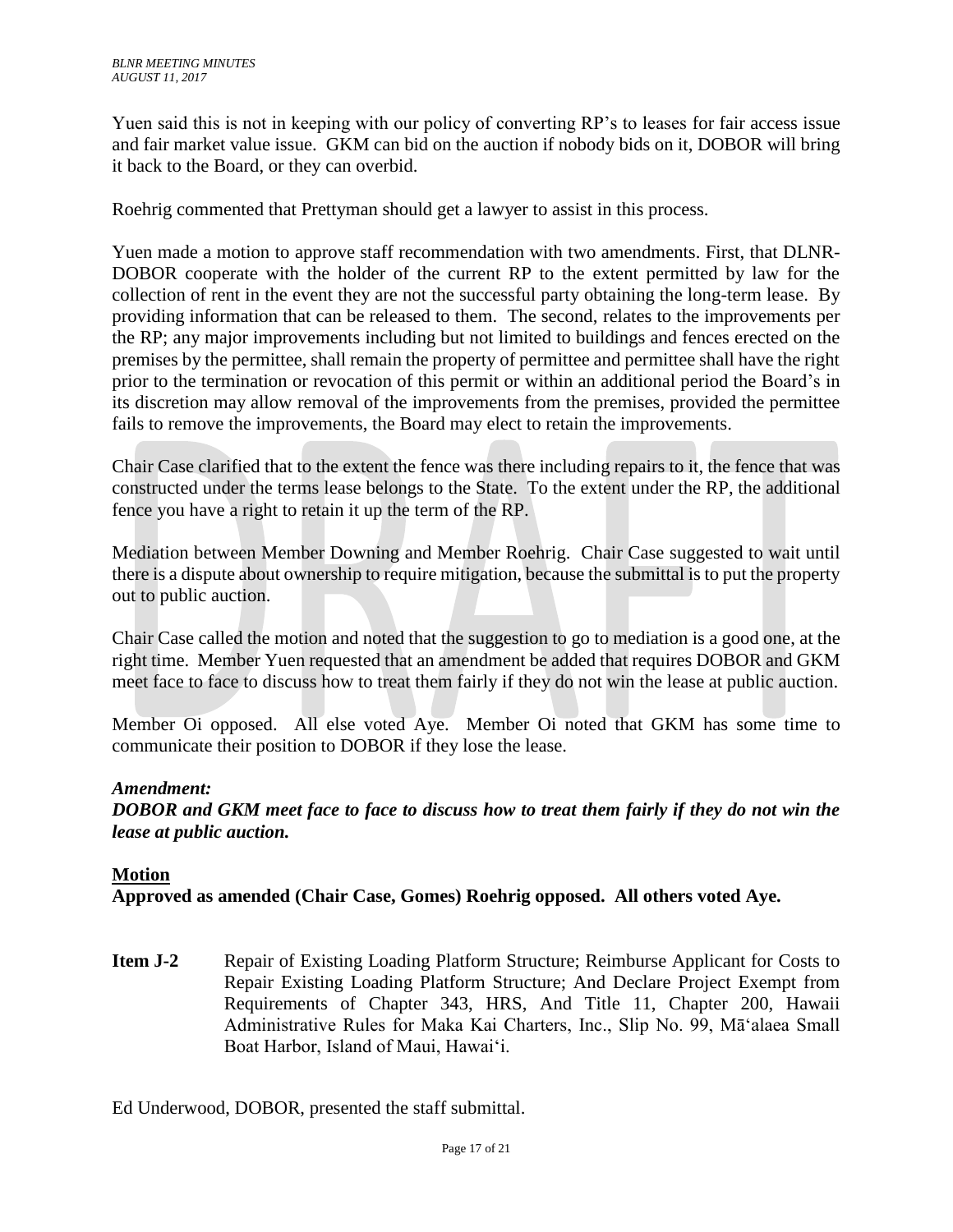Yuen said this is not in keeping with our policy of converting RP's to leases for fair access issue and fair market value issue. GKM can bid on the auction if nobody bids on it, DOBOR will bring it back to the Board, or they can overbid.

Roehrig commented that Prettyman should get a lawyer to assist in this process.

Yuen made a motion to approve staff recommendation with two amendments. First, that DLNR-DOBOR cooperate with the holder of the current RP to the extent permitted by law for the collection of rent in the event they are not the successful party obtaining the long-term lease. By providing information that can be released to them. The second, relates to the improvements per the RP; any major improvements including but not limited to buildings and fences erected on the premises by the permittee, shall remain the property of permittee and permittee shall have the right prior to the termination or revocation of this permit or within an additional period the Board's in its discretion may allow removal of the improvements from the premises, provided the permittee fails to remove the improvements, the Board may elect to retain the improvements.

Chair Case clarified that to the extent the fence was there including repairs to it, the fence that was constructed under the terms lease belongs to the State. To the extent under the RP, the additional fence you have a right to retain it up the term of the RP.

Mediation between Member Downing and Member Roehrig. Chair Case suggested to wait until there is a dispute about ownership to require mitigation, because the submittal is to put the property out to public auction.

Chair Case called the motion and noted that the suggestion to go to mediation is a good one, at the right time. Member Yuen requested that an amendment be added that requires DOBOR and GKM meet face to face to discuss how to treat them fairly if they do not win the lease at public auction.

Member Oi opposed. All else voted Aye. Member Oi noted that GKM has some time to communicate their position to DOBOR if they lose the lease.

***Amendment:***

***DOBOR and GKM meet face to face to discuss how to treat them fairly if they do not win the lease at public auction.***

**Motion**

**Approved as amended (Chair Case, Gomes) Roehrig opposed. All others voted Aye.**

**Item J-2** Repair of Existing Loading Platform Structure; Reimburse Applicant for Costs to Repair Existing Loading Platform Structure; And Declare Project Exempt from Requirements of Chapter 343, HRS, And Title 11, Chapter 200, Hawaii Administrative Rules for Maka Kai Charters, Inc., Slip No. 99, Mā'alaea Small Boat Harbor, Island of Maui, Hawai'i.

Ed Underwood, DOBOR, presented the staff submittal.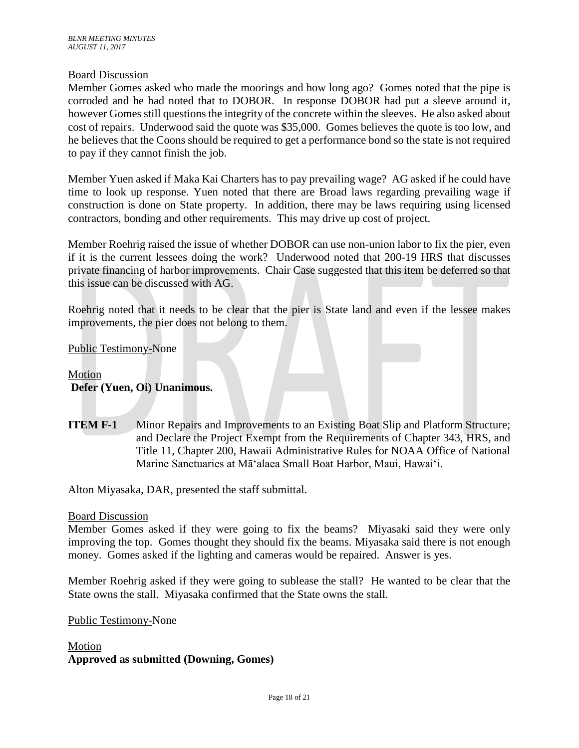Board Discussion

Member Gomes asked who made the moorings and how long ago? Gomes noted that the pipe is corroded and he had noted that to DOBOR. In response DOBOR had put a sleeve around it, however Gomes still questions the integrity of the concrete within the sleeves. He also asked about cost of repairs. Underwood said the quote was $35,000. Gomes believes the quote is too low, and he believes that the Coons should be required to get a performance bond so the state is not required to pay if they cannot finish the job.

Member Yuen asked if Maka Kai Charters has to pay prevailing wage? AG asked if he could have time to look up response. Yuen noted that there are Broad laws regarding prevailing wage if construction is done on State property. In addition, there may be laws requiring using licensed contractors, bonding and other requirements. This may drive up cost of project.

Member Roehrig raised the issue of whether DOBOR can use non-union labor to fix the pier, even if it is the current lessees doing the work? Underwood noted that 200-19 HRS that discusses private financing of harbor improvements. Chair Case suggested that this item be deferred so that this issue can be discussed with AG.

Roehrig noted that it needs to be clear that the pier is State land and even if the lessee makes improvements, the pier does not belong to them.

Public Testimony-None

Motion

**Defer (Yuen, Oi) Unanimous.**

**ITEM F-1** Minor Repairs and Improvements to an Existing Boat Slip and Platform Structure; and Declare the Project Exempt from the Requirements of Chapter 343, HRS, and Title 11, Chapter 200, Hawaii Administrative Rules for NOAA Office of National Marine Sanctuaries at Māʻalaea Small Boat Harbor, Maui, Hawaiʻi.

Alton Miyasaka, DAR, presented the staff submittal.

Board Discussion

Member Gomes asked if they were going to fix the beams? Miyasaki said they were only improving the top. Gomes thought they should fix the beams. Miyasaka said there is not enough money. Gomes asked if the lighting and cameras would be repaired. Answer is yes.

Member Roehrig asked if they were going to sublease the stall? He wanted to be clear that the State owns the stall. Miyasaka confirmed that the State owns the stall.

Public Testimony-None

Motion

**Approved as submitted (Downing, Gomes)**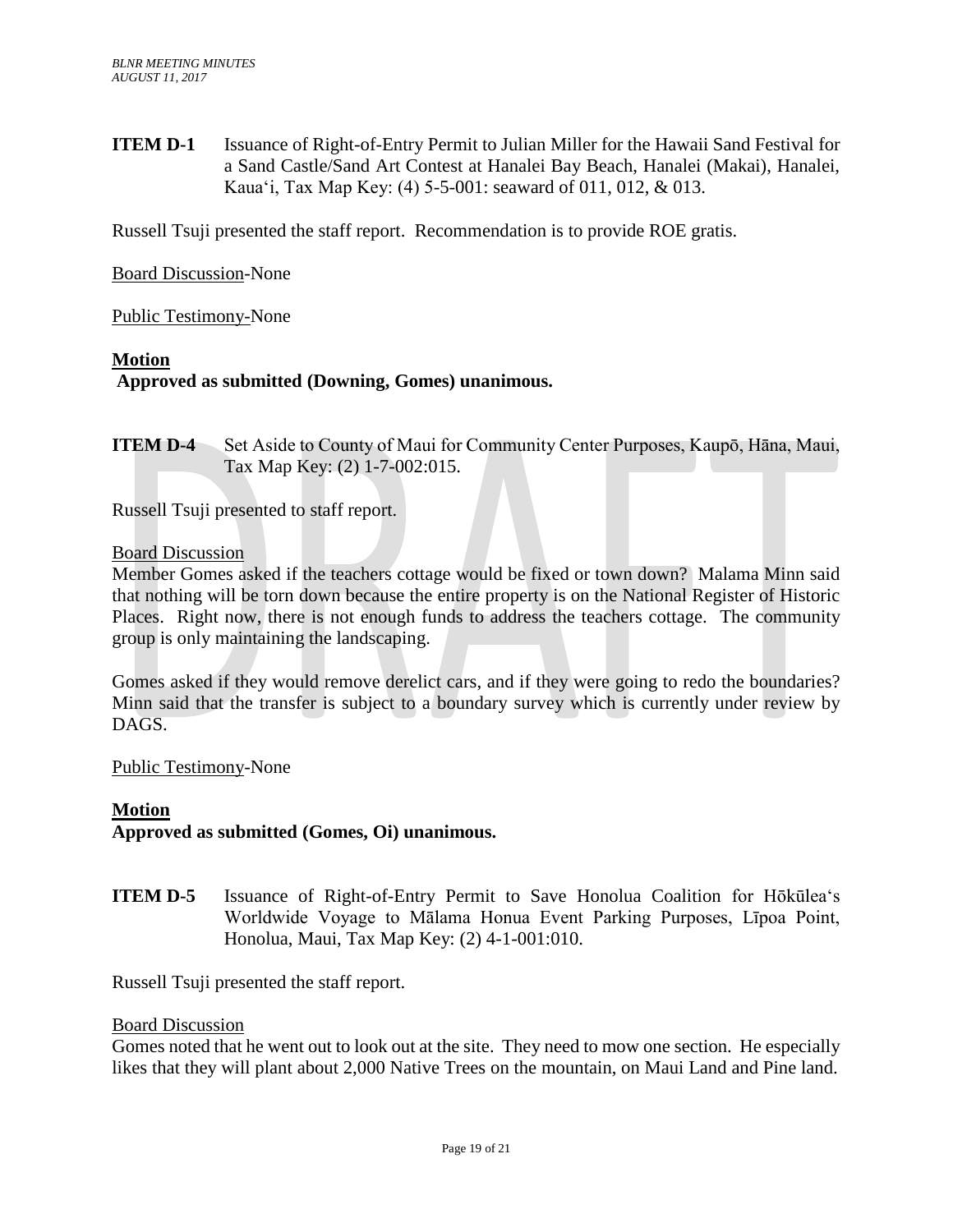**ITEM D-1** Issuance of Right-of-Entry Permit to Julian Miller for the Hawaii Sand Festival for a Sand Castle/Sand Art Contest at Hanalei Bay Beach, Hanalei (Makai), Hanalei, Kaua'i, Tax Map Key: (4) 5-5-001: seaward of 011, 012, & 013.

Russell Tsuji presented the staff report. Recommendation is to provide ROE gratis.

Board Discussion-None

Public Testimony-None

**Motion**
**Approved as submitted (Downing, Gomes) unanimous.**

**ITEM D-4** Set Aside to County of Maui for Community Center Purposes, Kaupō, Hāna, Maui, Tax Map Key: (2) 1-7-002:015.

Russell Tsuji presented to staff report.

Board Discussion
Member Gomes asked if the teachers cottage would be fixed or town down? Malama Minn said that nothing will be torn down because the entire property is on the National Register of Historic Places. Right now, there is not enough funds to address the teachers cottage. The community group is only maintaining the landscaping.

Gomes asked if they would remove derelict cars, and if they were going to redo the boundaries? Minn said that the transfer is subject to a boundary survey which is currently under review by DAGS.

Public Testimony-None

**Motion**
**Approved as submitted (Gomes, Oi) unanimous.**

**ITEM D-5** Issuance of Right-of-Entry Permit to Save Honolua Coalition for Hōkūlea's Worldwide Voyage to Mālama Honua Event Parking Purposes, Līpoa Point, Honolua, Maui, Tax Map Key: (2) 4-1-001:010.

Russell Tsuji presented the staff report.

Board Discussion
Gomes noted that he went out to look out at the site. They need to mow one section. He especially likes that they will plant about 2,000 Native Trees on the mountain, on Maui Land and Pine land.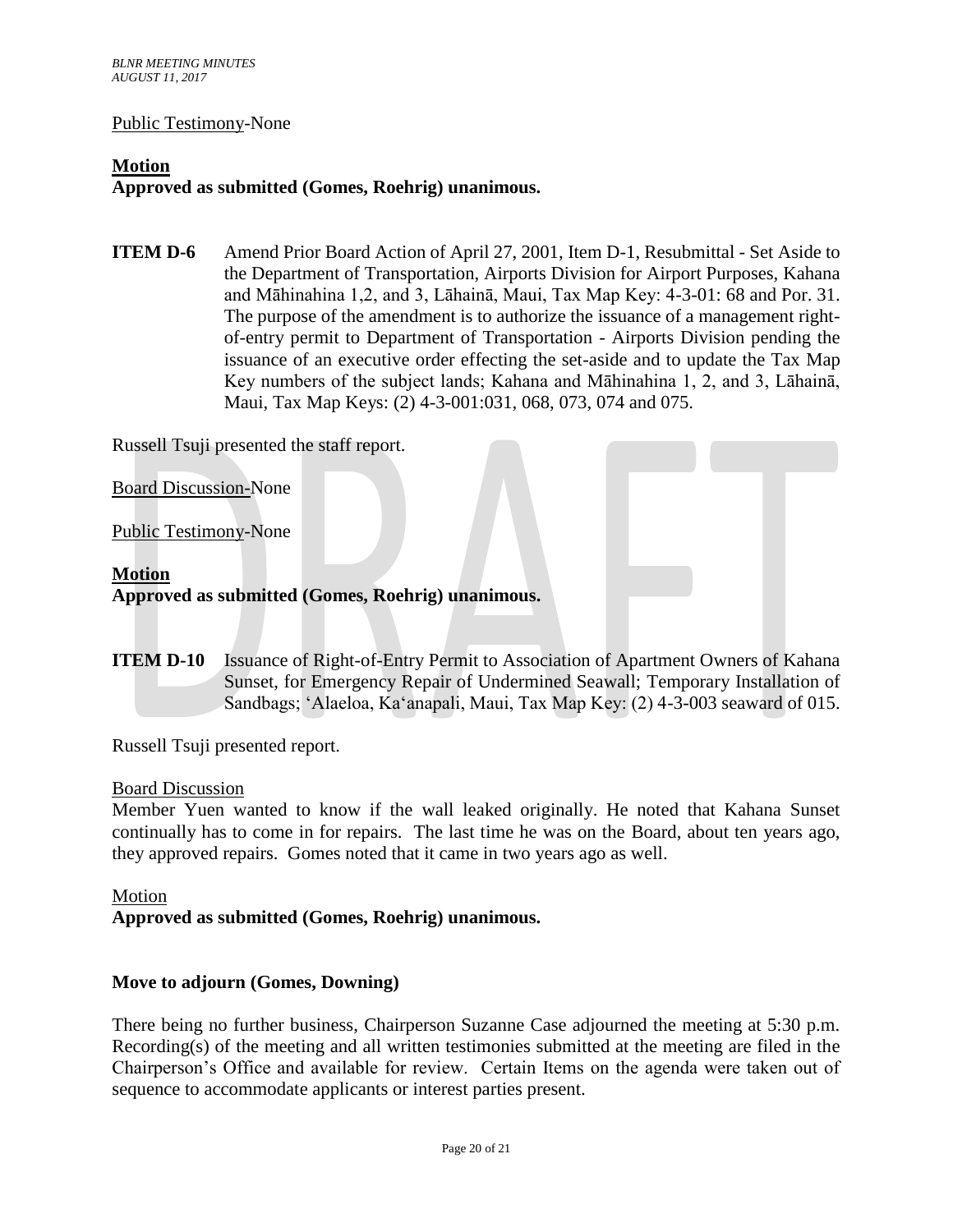<u>Public Testimony</u>-None

**Motion**
**Approved as submitted (Gomes, Roehrig) unanimous.**

**ITEM D-6** Amend Prior Board Action of April 27, 2001, Item D-1, Resubmittal - Set Aside to the Department of Transportation, Airports Division for Airport Purposes, Kahana and Māhinahina 1,2, and 3, Lāhainā, Maui, Tax Map Key: 4-3-01: 68 and Por. 31. The purpose of the amendment is to authorize the issuance of a management right-of-entry permit to Department of Transportation - Airports Division pending the issuance of an executive order effecting the set-aside and to update the Tax Map Key numbers of the subject lands; Kahana and Māhinahina 1, 2, and 3, Lāhainā, Maui, Tax Map Keys: (2) 4-3-001:031, 068, 073, 074 and 075.

Russell Tsuji presented the staff report.

<u>Board Discussion</u>-None

<u>Public Testimony</u>-None

**Motion**
**Approved as submitted (Gomes, Roehrig) unanimous.**

**ITEM D-10** Issuance of Right-of-Entry Permit to Association of Apartment Owners of Kahana Sunset, for Emergency Repair of Undermined Seawall; Temporary Installation of Sandbags; ʻAlaeloa, Kaʻanapali, Maui, Tax Map Key: (2) 4-3-003 seaward of 015.

Russell Tsuji presented report.

<u>Board Discussion</u>
Member Yuen wanted to know if the wall leaked originally. He noted that Kahana Sunset continually has to come in for repairs. The last time he was on the Board, about ten years ago, they approved repairs. Gomes noted that it came in two years ago as well.

<u>Motion</u>
**Approved as submitted (Gomes, Roehrig) unanimous.**

**Move to adjourn (Gomes, Downing)**

There being no further business, Chairperson Suzanne Case adjourned the meeting at 5:30 p.m. Recording(s) of the meeting and all written testimonies submitted at the meeting are filed in the Chairperson's Office and available for review. Certain Items on the agenda were taken out of sequence to accommodate applicants or interest parties present.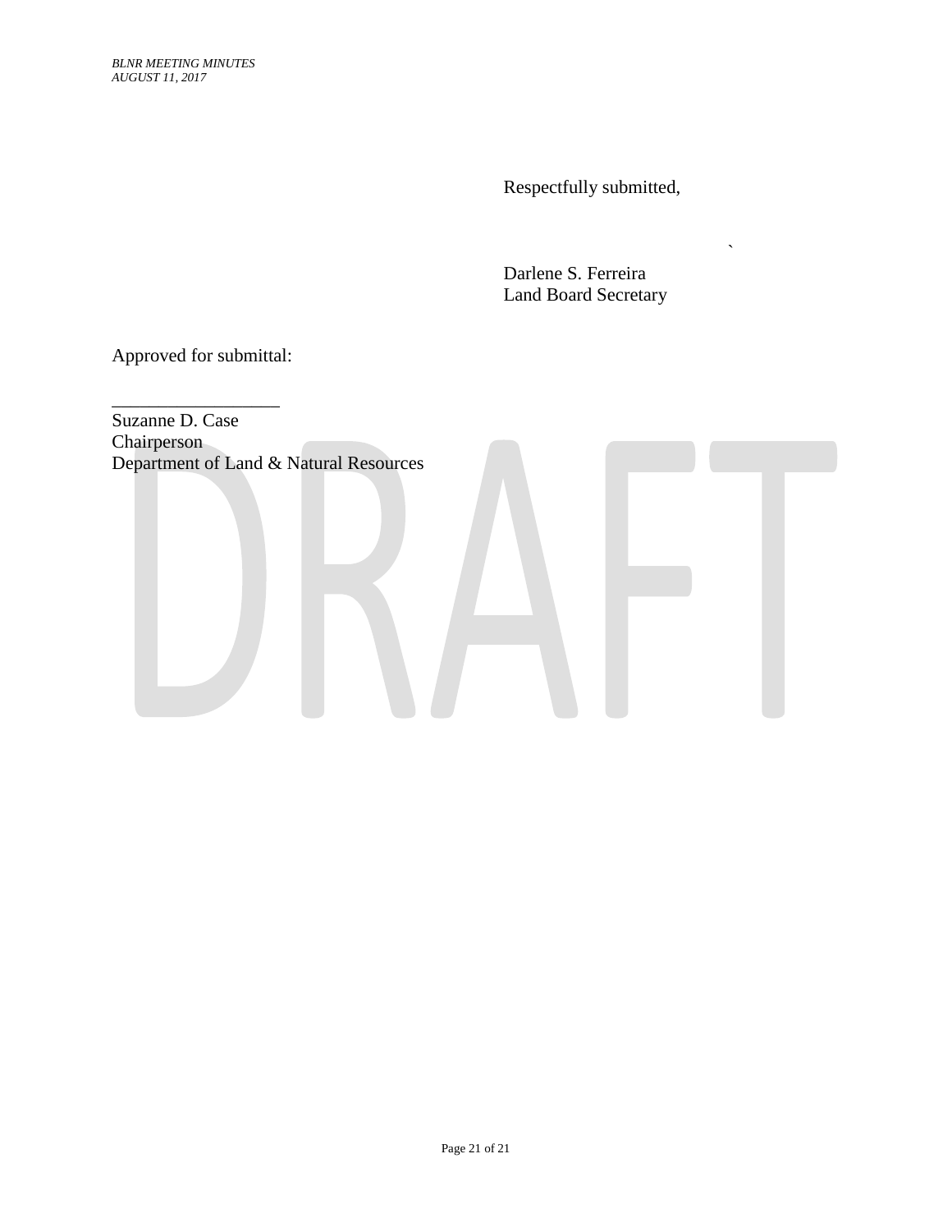Respectfully submitted,

`

Darlene S. Ferreira
Land Board Secretary

Approved for submittal:

___________________
Suzanne D. Case
Chairperson
Department of Land & Natural Resources

DRAFT